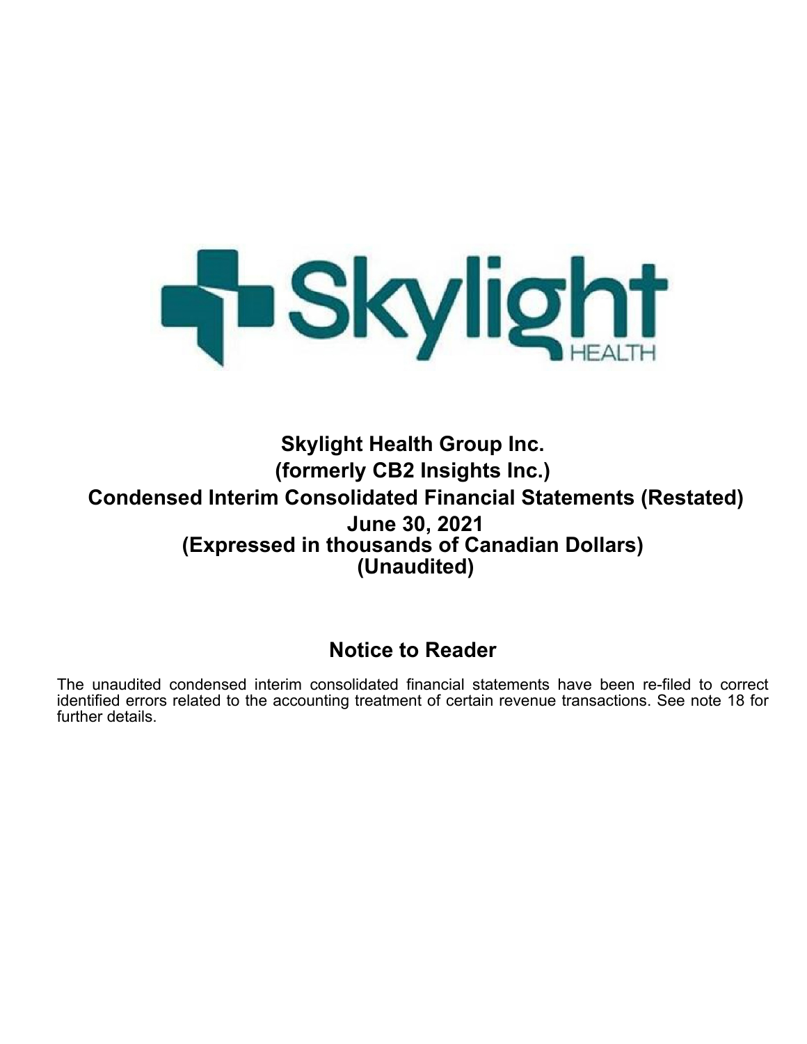# Skylight Health Group Inc.
## (formerly CB2 Insights Inc.)
## Condensed Interim Consolidated Financial Statements (Restated)
## June 30, 2021
## (Expressed in thousands of Canadian Dollars)
## (Unaudited)

## Notice to Reader

The unaudited condensed interim consolidated financial statements have been re-filed to correct identified errors related to the accounting treatment of certain revenue transactions. See note 18 for further details.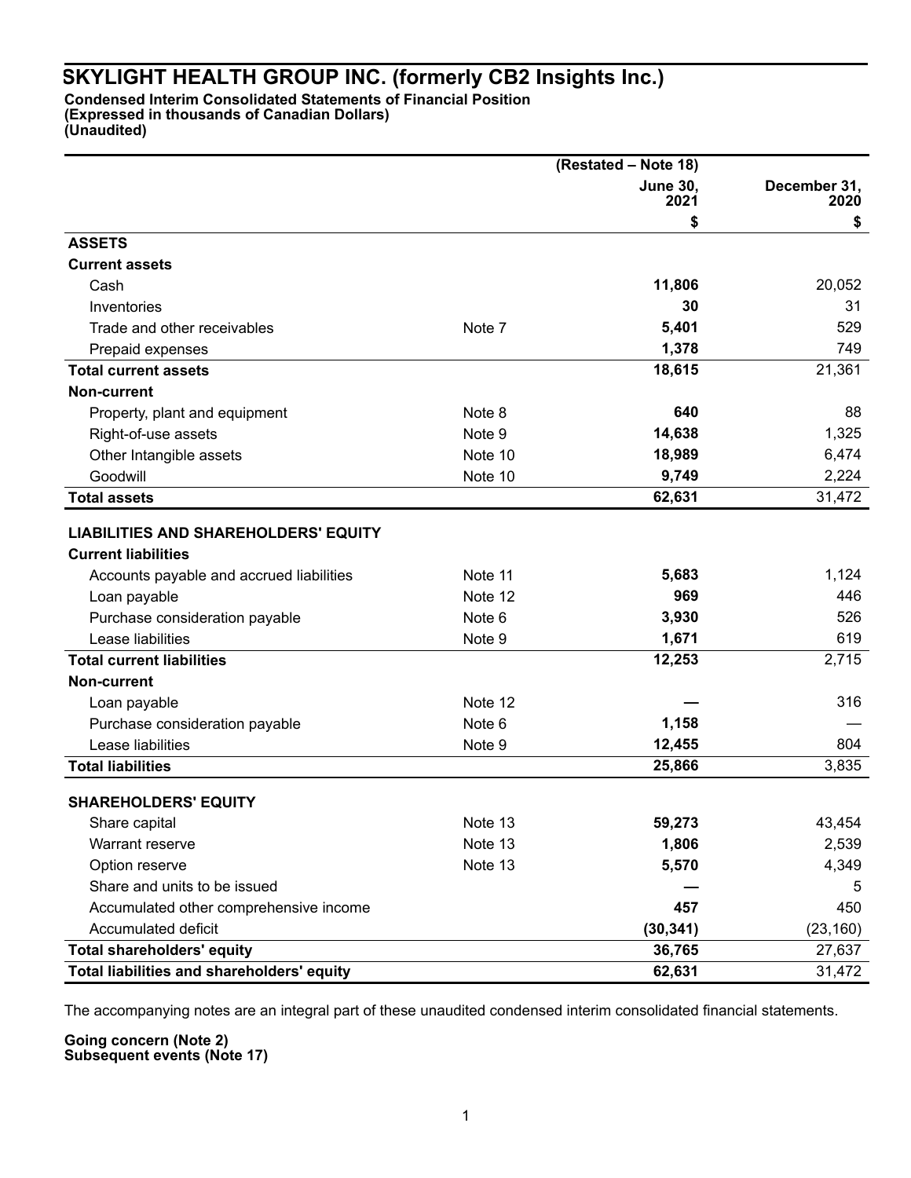# SKYLIGHT HEALTH GROUP INC. (formerly CB2 Insights Inc.)

**Condensed Interim Consolidated Statements of Financial Position**
**(Expressed in thousands of Canadian Dollars)**
**(Unaudited)**

| | | (Restated – Note 18) | |
|---|---|---|---|
| | | **June 30, 2021** | **December 31, 2020** |
| | | **$** | **$** |
| **ASSETS** | | | |
| **Current assets** | | | |
| Cash | | **11,806** | 20,052 |
| Inventories | | **30** | 31 |
| Trade and other receivables | Note 7 | **5,401** | 529 |
| Prepaid expenses | | **1,378** | 749 |
| **Total current assets** | | **18,615** | 21,361 |
| **Non-current** | | | |
| Property, plant and equipment | Note 8 | **640** | 88 |
| Right-of-use assets | Note 9 | **14,638** | 1,325 |
| Other Intangible assets | Note 10 | **18,989** | 6,474 |
| Goodwill | Note 10 | **9,749** | 2,224 |
| **Total assets** | | **62,631** | 31,472 |
| **LIABILITIES AND SHAREHOLDERS' EQUITY** | | | |
| **Current liabilities** | | | |
| Accounts payable and accrued liabilities | Note 11 | **5,683** | 1,124 |
| Loan payable | Note 12 | **969** | 446 |
| Purchase consideration payable | Note 6 | **3,930** | 526 |
| Lease liabilities | Note 9 | **1,671** | 619 |
| **Total current liabilities** | | **12,253** | 2,715 |
| **Non-current** | | | |
| Loan payable | Note 12 | **—** | 316 |
| Purchase consideration payable | Note 6 | **1,158** | — |
| Lease liabilities | Note 9 | **12,455** | 804 |
| **Total liabilities** | | **25,866** | 3,835 |
| **SHAREHOLDERS' EQUITY** | | | |
| Share capital | Note 13 | **59,273** | 43,454 |
| Warrant reserve | Note 13 | **1,806** | 2,539 |
| Option reserve | Note 13 | **5,570** | 4,349 |
| Share and units to be issued | | **—** | 5 |
| Accumulated other comprehensive income | | **457** | 450 |
| Accumulated deficit | | **(30,341)** | (23,160) |
| **Total shareholders' equity** | | **36,765** | 27,637 |
| **Total liabilities and shareholders' equity** | | **62,631** | 31,472 |

The accompanying notes are an integral part of these unaudited condensed interim consolidated financial statements.

**Going concern (Note 2)**
**Subsequent events (Note 17)**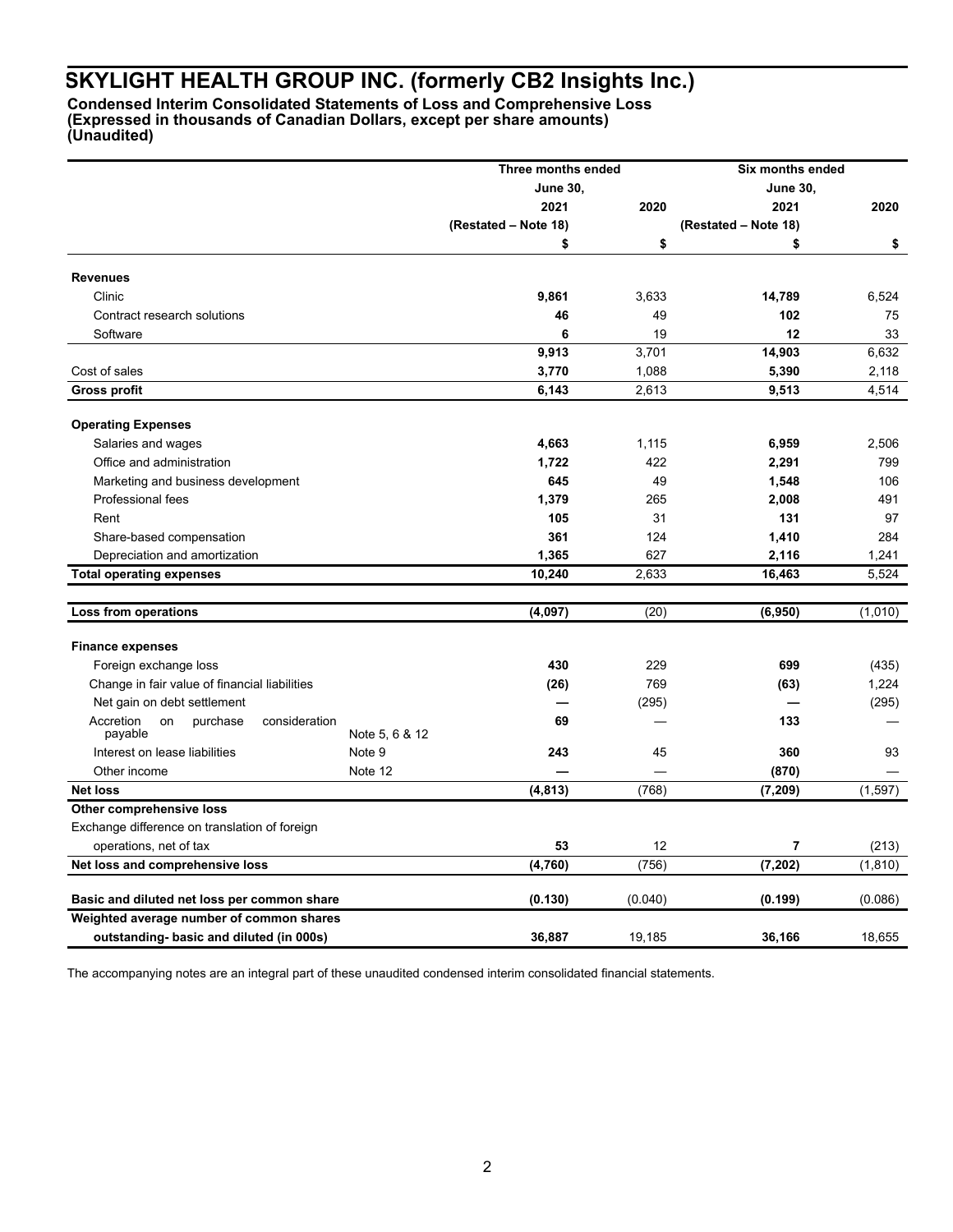# SKYLIGHT HEALTH GROUP INC. (formerly CB2 Insights Inc.)

**Condensed Interim Consolidated Statements of Loss and Comprehensive Loss**
**(Expressed in thousands of Canadian Dollars, except per share amounts)**
**(Unaudited)**

| | | Three months ended June 30, | | Six months ended June 30, | |
|---|---|---|---|---|---|
| | | 2021 (Restated – Note 18) | 2020 | 2021 (Restated – Note 18) | 2020 |
| | | $ | $ | $ | $ |
| **Revenues** | | | | | |
| Clinic | | **9,861** | 3,633 | **14,789** | 6,524 |
| Contract research solutions | | **46** | 49 | **102** | 75 |
| Software | | **6** | 19 | **12** | 33 |
| | | **9,913** | 3,701 | **14,903** | 6,632 |
| Cost of sales | | **3,770** | 1,088 | **5,390** | 2,118 |
| **Gross profit** | | **6,143** | 2,613 | **9,513** | 4,514 |
| **Operating Expenses** | | | | | |
| Salaries and wages | | **4,663** | 1,115 | **6,959** | 2,506 |
| Office and administration | | **1,722** | 422 | **2,291** | 799 |
| Marketing and business development | | **645** | 49 | **1,548** | 106 |
| Professional fees | | **1,379** | 265 | **2,008** | 491 |
| Rent | | **105** | 31 | **131** | 97 |
| Share-based compensation | | **361** | 124 | **1,410** | 284 |
| Depreciation and amortization | | **1,365** | 627 | **2,116** | 1,241 |
| **Total operating expenses** | | **10,240** | 2,633 | **16,463** | 5,524 |
| **Loss from operations** | | **(4,097)** | (20) | **(6,950)** | (1,010) |
| **Finance expenses** | | | | | |
| Foreign exchange loss | | **430** | 229 | **699** | (435) |
| Change in fair value of financial liabilities | | **(26)** | 769 | **(63)** | 1,224 |
| Net gain on debt settlement | | **—** | (295) | **—** | (295) |
| Accretion on purchase consideration payable | Note 5, 6 & 12 | **69** | — | **133** | — |
| Interest on lease liabilities | Note 9 | **243** | 45 | **360** | 93 |
| Other income | Note 12 | **—** | — | **(870)** | — |
| **Net loss** | | **(4,813)** | (768) | **(7,209)** | (1,597) |
| **Other comprehensive loss** | | | | | |
| Exchange difference on translation of foreign operations, net of tax | | **53** | 12 | **7** | (213) |
| **Net loss and comprehensive loss** | | **(4,760)** | (756) | **(7,202)** | (1,810) |
| **Basic and diluted net loss per common share** | | **(0.130)** | (0.040) | **(0.199)** | (0.086) |
| **Weighted average number of common shares outstanding- basic and diluted (in 000s)** | | **36,887** | 19,185 | **36,166** | 18,655 |

The accompanying notes are an integral part of these unaudited condensed interim consolidated financial statements.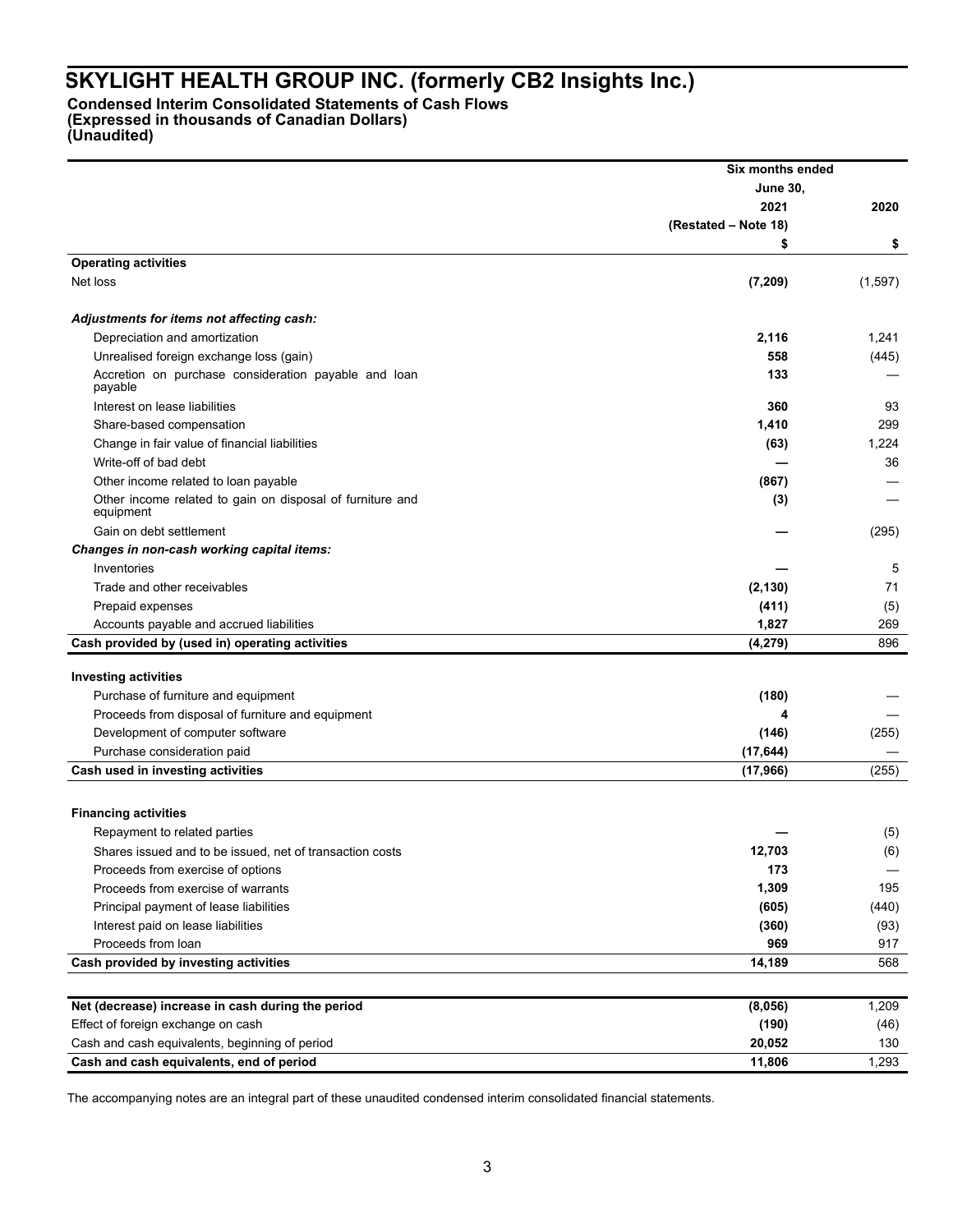# SKYLIGHT HEALTH GROUP INC. (formerly CB2 Insights Inc.)

**Condensed Interim Consolidated Statements of Cash Flows**
**(Expressed in thousands of Canadian Dollars)**
**(Unaudited)**

| | Six months ended June 30, 2021 (Restated – Note 18) | 2020 |
|---|---|---|
| | $ | $ |
| **Operating activities** | | |
| Net loss | **(7,209)** | (1,597) |
| ***Adjustments for items not affecting cash:*** | | |
| Depreciation and amortization | **2,116** | 1,241 |
| Unrealised foreign exchange loss (gain) | **558** | (445) |
| Accretion on purchase consideration payable and loan payable | **133** | — |
| Interest on lease liabilities | **360** | 93 |
| Share-based compensation | **1,410** | 299 |
| Change in fair value of financial liabilities | **(63)** | 1,224 |
| Write-off of bad debt | **—** | 36 |
| Other income related to loan payable | **(867)** | — |
| Other income related to gain on disposal of furniture and equipment | **(3)** | — |
| Gain on debt settlement | **—** | (295) |
| ***Changes in non-cash working capital items:*** | | |
| Inventories | **—** | 5 |
| Trade and other receivables | **(2,130)** | 71 |
| Prepaid expenses | **(411)** | (5) |
| Accounts payable and accrued liabilities | **1,827** | 269 |
| **Cash provided by (used in) operating activities** | **(4,279)** | 896 |
| **Investing activities** | | |
| Purchase of furniture and equipment | **(180)** | — |
| Proceeds from disposal of furniture and equipment | **4** | — |
| Development of computer software | **(146)** | (255) |
| Purchase consideration paid | **(17,644)** | — |
| **Cash used in investing activities** | **(17,966)** | (255) |
| **Financing activities** | | |
| Repayment to related parties | **—** | (5) |
| Shares issued and to be issued, net of transaction costs | **12,703** | (6) |
| Proceeds from exercise of options | **173** | — |
| Proceeds from exercise of warrants | **1,309** | 195 |
| Principal payment of lease liabilities | **(605)** | (440) |
| Interest paid on lease liabilities | **(360)** | (93) |
| Proceeds from loan | **969** | 917 |
| **Cash provided by investing activities** | **14,189** | 568 |
| **Net (decrease) increase in cash during the period** | **(8,056)** | 1,209 |
| Effect of foreign exchange on cash | **(190)** | (46) |
| Cash and cash equivalents, beginning of period | **20,052** | 130 |
| **Cash and cash equivalents, end of period** | **11,806** | 1,293 |

The accompanying notes are an integral part of these unaudited condensed interim consolidated financial statements.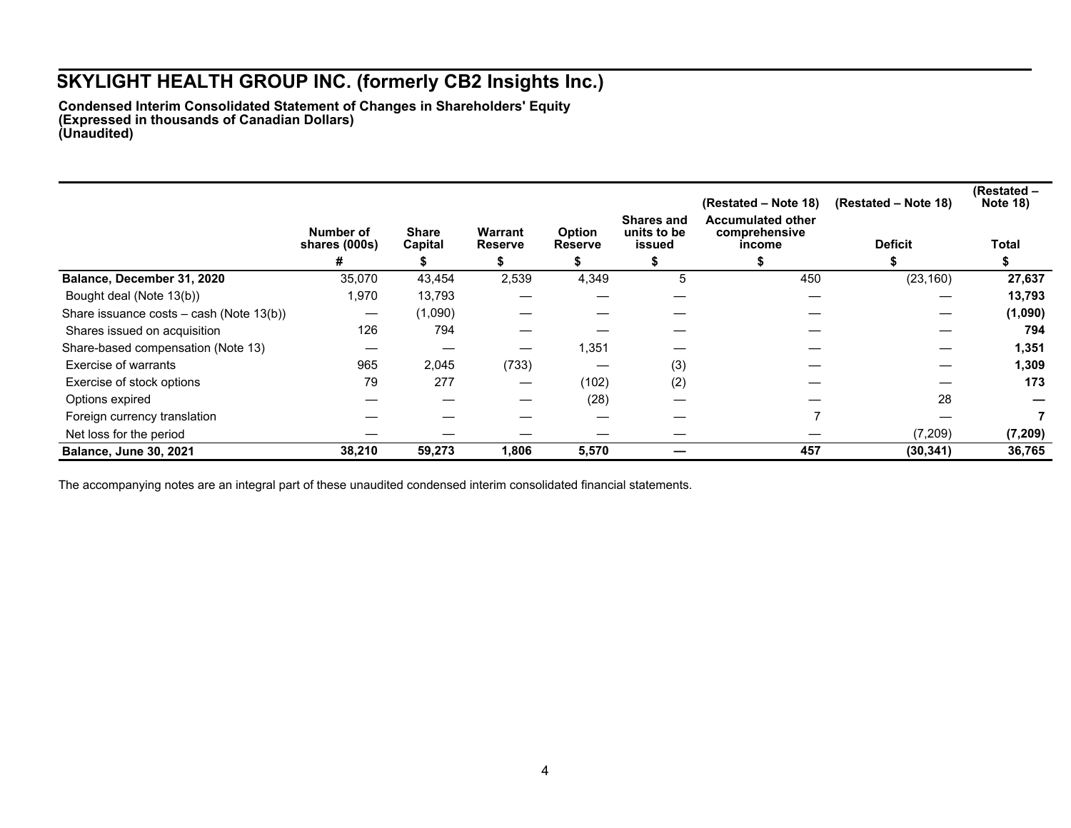# SKYLIGHT HEALTH GROUP INC. (formerly CB2 Insights Inc.)

**Condensed Interim Consolidated Statement of Changes in Shareholders' Equity**
**(Expressed in thousands of Canadian Dollars)**
**(Unaudited)**

| | Number of shares (000s) | Share Capital | Warrant Reserve | Option Reserve | Shares and units to be issued | (Restated – Note 18) Accumulated other comprehensive income | (Restated – Note 18) Deficit | (Restated – Note 18) Total |
|---|---|---|---|---|---|---|---|---|
| | # | $ | $ | $ | $ | $ | $ | $ |
| **Balance, December 31, 2020** | 35,070 | 43,454 | 2,539 | 4,349 | 5 | 450 | (23,160) | **27,637** |
| Bought deal (Note 13(b)) | 1,970 | 13,793 | — | — | — | — | — | **13,793** |
| Share issuance costs – cash (Note 13(b)) | — | (1,090) | — | — | — | — | — | **(1,090)** |
| Shares issued on acquisition | 126 | 794 | — | — | — | — | — | **794** |
| Share-based compensation (Note 13) | — | — | — | 1,351 | — | — | — | **1,351** |
| Exercise of warrants | 965 | 2,045 | (733) | — | (3) | — | — | **1,309** |
| Exercise of stock options | 79 | 277 | — | (102) | (2) | — | — | **173** |
| Options expired | — | — | — | (28) | — | — | 28 | **—** |
| Foreign currency translation | — | — | — | — | — | 7 | — | **7** |
| Net loss for the period | — | — | — | — | — | — | (7,209) | **(7,209)** |
| **Balance, June 30, 2021** | **38,210** | **59,273** | **1,806** | **5,570** | **—** | **457** | **(30,341)** | **36,765** |

The accompanying notes are an integral part of these unaudited condensed interim consolidated financial statements.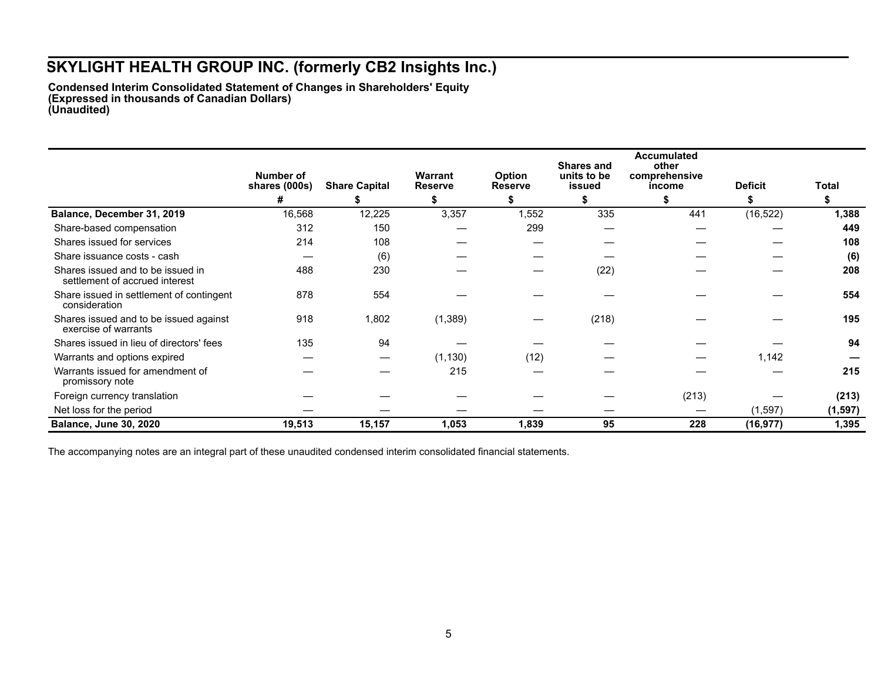# SKYLIGHT HEALTH GROUP INC. (formerly CB2 Insights Inc.)

**Condensed Interim Consolidated Statement of Changes in Shareholders' Equity**
**(Expressed in thousands of Canadian Dollars)**
**(Unaudited)**

| | Number of shares (000s) | Share Capital | Warrant Reserve | Option Reserve | Shares and units to be issued | Accumulated other comprehensive income | Deficit | Total |
|---|---|---|---|---|---|---|---|---|
| | # | $ | $ | $ | $ | $ | $ | $ |
| **Balance, December 31, 2019** | 16,568 | 12,225 | 3,357 | 1,552 | 335 | 441 | (16,522) | **1,388** |
| Share-based compensation | 312 | 150 | — | 299 | — | — | — | **449** |
| Shares issued for services | 214 | 108 | — | — | — | — | — | **108** |
| Share issuance costs - cash | — | (6) | — | — | — | — | — | **(6)** |
| Shares issued and to be issued in settlement of accrued interest | 488 | 230 | — | — | (22) | — | — | **208** |
| Share issued in settlement of contingent consideration | 878 | 554 | — | — | — | — | — | **554** |
| Shares issued and to be issued against exercise of warrants | 918 | 1,802 | (1,389) | — | (218) | — | — | **195** |
| Shares issued in lieu of directors' fees | 135 | 94 | — | — | — | — | — | **94** |
| Warrants and options expired | — | — | (1,130) | (12) | — | — | 1,142 | **—** |
| Warrants issued for amendment of promissory note | — | — | 215 | — | — | — | — | **215** |
| Foreign currency translation | — | — | — | — | — | (213) | — | **(213)** |
| Net loss for the period | — | — | — | — | — | — | (1,597) | **(1,597)** |
| **Balance, June 30, 2020** | **19,513** | **15,157** | **1,053** | **1,839** | **95** | **228** | **(16,977)** | **1,395** |

The accompanying notes are an integral part of these unaudited condensed interim consolidated financial statements.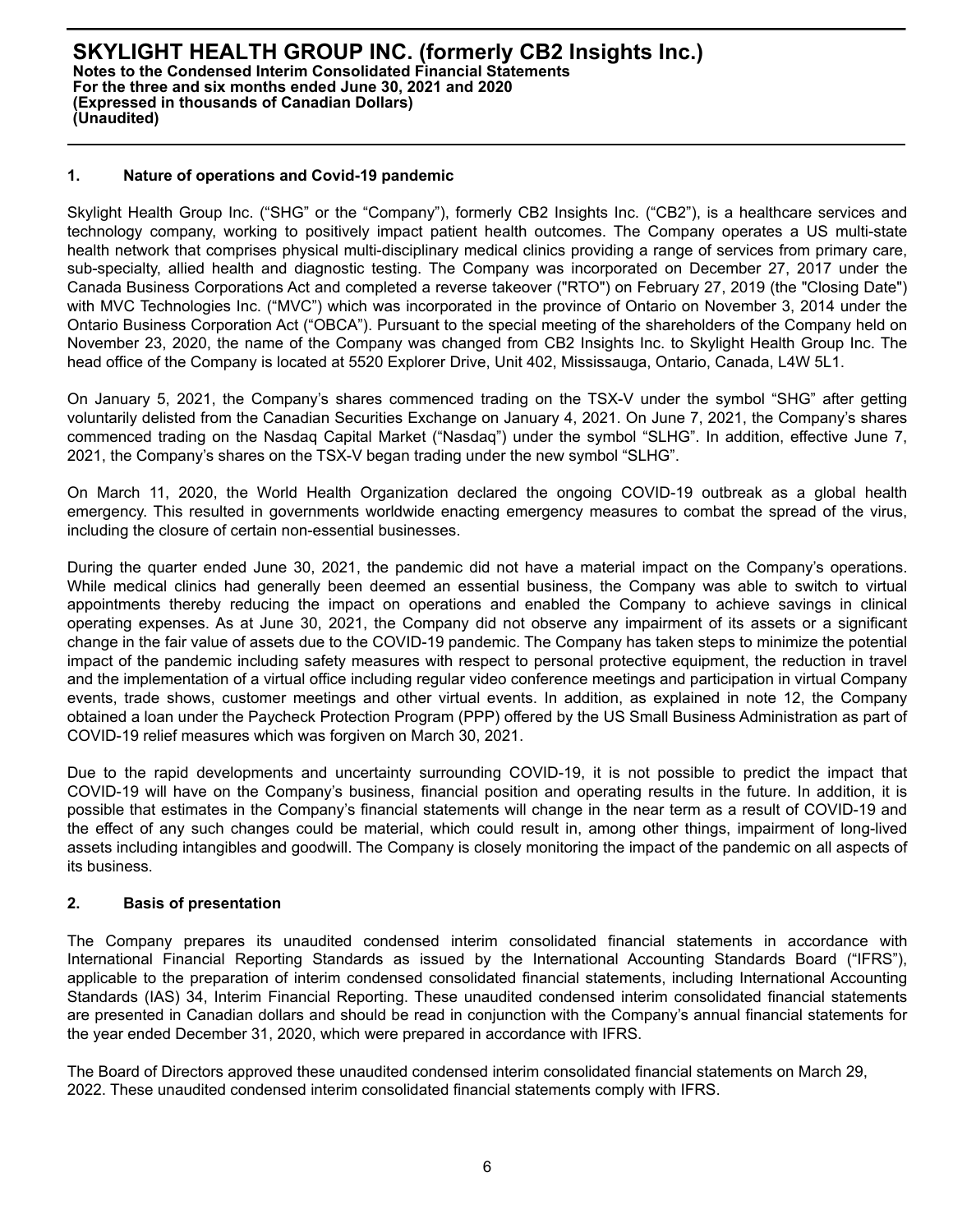## 1. Nature of operations and Covid-19 pandemic

Skylight Health Group Inc. ("SHG" or the "Company"), formerly CB2 Insights Inc. ("CB2"), is a healthcare services and technology company, working to positively impact patient health outcomes. The Company operates a US multi-state health network that comprises physical multi-disciplinary medical clinics providing a range of services from primary care, sub-specialty, allied health and diagnostic testing. The Company was incorporated on December 27, 2017 under the Canada Business Corporations Act and completed a reverse takeover ("RTO") on February 27, 2019 (the "Closing Date") with MVC Technologies Inc. ("MVC") which was incorporated in the province of Ontario on November 3, 2014 under the Ontario Business Corporation Act ("OBCA"). Pursuant to the special meeting of the shareholders of the Company held on November 23, 2020, the name of the Company was changed from CB2 Insights Inc. to Skylight Health Group Inc. The head office of the Company is located at 5520 Explorer Drive, Unit 402, Mississauga, Ontario, Canada, L4W 5L1.

On January 5, 2021, the Company's shares commenced trading on the TSX-V under the symbol "SHG" after getting voluntarily delisted from the Canadian Securities Exchange on January 4, 2021. On June 7, 2021, the Company's shares commenced trading on the Nasdaq Capital Market ("Nasdaq") under the symbol "SLHG". In addition, effective June 7, 2021, the Company's shares on the TSX-V began trading under the new symbol "SLHG".

On March 11, 2020, the World Health Organization declared the ongoing COVID-19 outbreak as a global health emergency. This resulted in governments worldwide enacting emergency measures to combat the spread of the virus, including the closure of certain non-essential businesses.

During the quarter ended June 30, 2021, the pandemic did not have a material impact on the Company's operations. While medical clinics had generally been deemed an essential business, the Company was able to switch to virtual appointments thereby reducing the impact on operations and enabled the Company to achieve savings in clinical operating expenses. As at June 30, 2021, the Company did not observe any impairment of its assets or a significant change in the fair value of assets due to the COVID-19 pandemic. The Company has taken steps to minimize the potential impact of the pandemic including safety measures with respect to personal protective equipment, the reduction in travel and the implementation of a virtual office including regular video conference meetings and participation in virtual Company events, trade shows, customer meetings and other virtual events. In addition, as explained in note 12, the Company obtained a loan under the Paycheck Protection Program (PPP) offered by the US Small Business Administration as part of COVID-19 relief measures which was forgiven on March 30, 2021.

Due to the rapid developments and uncertainty surrounding COVID-19, it is not possible to predict the impact that COVID-19 will have on the Company's business, financial position and operating results in the future. In addition, it is possible that estimates in the Company's financial statements will change in the near term as a result of COVID-19 and the effect of any such changes could be material, which could result in, among other things, impairment of long-lived assets including intangibles and goodwill. The Company is closely monitoring the impact of the pandemic on all aspects of its business.

## 2. Basis of presentation

The Company prepares its unaudited condensed interim consolidated financial statements in accordance with International Financial Reporting Standards as issued by the International Accounting Standards Board ("IFRS"), applicable to the preparation of interim condensed consolidated financial statements, including International Accounting Standards (IAS) 34, Interim Financial Reporting. These unaudited condensed interim consolidated financial statements are presented in Canadian dollars and should be read in conjunction with the Company's annual financial statements for the year ended December 31, 2020, which were prepared in accordance with IFRS.

The Board of Directors approved these unaudited condensed interim consolidated financial statements on March 29, 2022. These unaudited condensed interim consolidated financial statements comply with IFRS.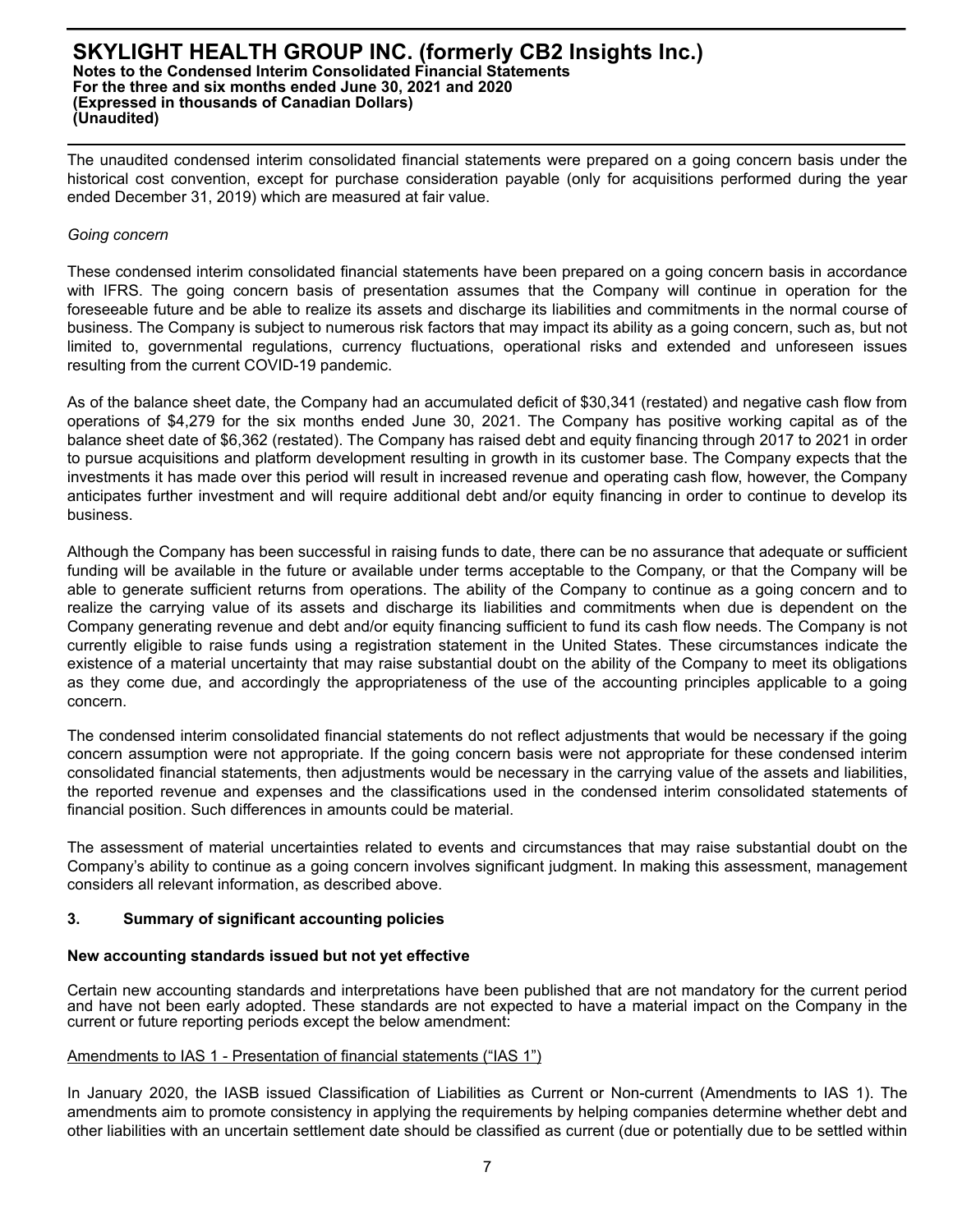The unaudited condensed interim consolidated financial statements were prepared on a going concern basis under the historical cost convention, except for purchase consideration payable (only for acquisitions performed during the year ended December 31, 2019) which are measured at fair value.

*Going concern*

These condensed interim consolidated financial statements have been prepared on a going concern basis in accordance with IFRS. The going concern basis of presentation assumes that the Company will continue in operation for the foreseeable future and be able to realize its assets and discharge its liabilities and commitments in the normal course of business. The Company is subject to numerous risk factors that may impact its ability as a going concern, such as, but not limited to, governmental regulations, currency fluctuations, operational risks and extended and unforeseen issues resulting from the current COVID-19 pandemic.

As of the balance sheet date, the Company had an accumulated deficit of $30,341 (restated) and negative cash flow from operations of $4,279 for the six months ended June 30, 2021. The Company has positive working capital as of the balance sheet date of $6,362 (restated). The Company has raised debt and equity financing through 2017 to 2021 in order to pursue acquisitions and platform development resulting in growth in its customer base. The Company expects that the investments it has made over this period will result in increased revenue and operating cash flow, however, the Company anticipates further investment and will require additional debt and/or equity financing in order to continue to develop its business.

Although the Company has been successful in raising funds to date, there can be no assurance that adequate or sufficient funding will be available in the future or available under terms acceptable to the Company, or that the Company will be able to generate sufficient returns from operations. The ability of the Company to continue as a going concern and to realize the carrying value of its assets and discharge its liabilities and commitments when due is dependent on the Company generating revenue and debt and/or equity financing sufficient to fund its cash flow needs. The Company is not currently eligible to raise funds using a registration statement in the United States. These circumstances indicate the existence of a material uncertainty that may raise substantial doubt on the ability of the Company to meet its obligations as they come due, and accordingly the appropriateness of the use of the accounting principles applicable to a going concern.

The condensed interim consolidated financial statements do not reflect adjustments that would be necessary if the going concern assumption were not appropriate. If the going concern basis were not appropriate for these condensed interim consolidated financial statements, then adjustments would be necessary in the carrying value of the assets and liabilities, the reported revenue and expenses and the classifications used in the condensed interim consolidated statements of financial position. Such differences in amounts could be material.

The assessment of material uncertainties related to events and circumstances that may raise substantial doubt on the Company's ability to continue as a going concern involves significant judgment. In making this assessment, management considers all relevant information, as described above.

## 3. Summary of significant accounting policies

**New accounting standards issued but not yet effective**

Certain new accounting standards and interpretations have been published that are not mandatory for the current period and have not been early adopted. These standards are not expected to have a material impact on the Company in the current or future reporting periods except the below amendment:

Amendments to IAS 1 - Presentation of financial statements ("IAS 1")

In January 2020, the IASB issued Classification of Liabilities as Current or Non-current (Amendments to IAS 1). The amendments aim to promote consistency in applying the requirements by helping companies determine whether debt and other liabilities with an uncertain settlement date should be classified as current (due or potentially due to be settled within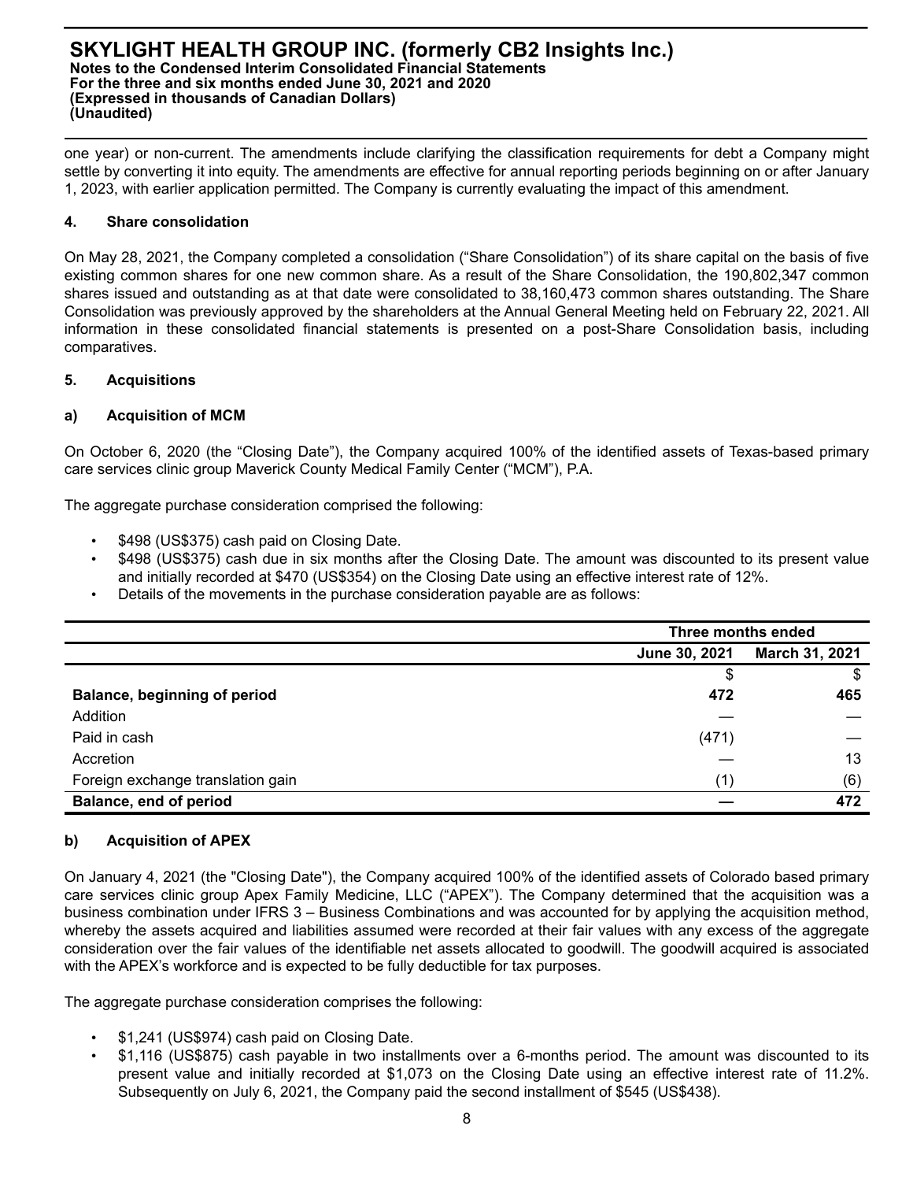one year) or non-current. The amendments include clarifying the classification requirements for debt a Company might settle by converting it into equity. The amendments are effective for annual reporting periods beginning on or after January 1, 2023, with earlier application permitted. The Company is currently evaluating the impact of this amendment.

## 4. Share consolidation

On May 28, 2021, the Company completed a consolidation ("Share Consolidation") of its share capital on the basis of five existing common shares for one new common share. As a result of the Share Consolidation, the 190,802,347 common shares issued and outstanding as at that date were consolidated to 38,160,473 common shares outstanding. The Share Consolidation was previously approved by the shareholders at the Annual General Meeting held on February 22, 2021. All information in these consolidated financial statements is presented on a post-Share Consolidation basis, including comparatives.

## 5. Acquisitions

### a) Acquisition of MCM

On October 6, 2020 (the "Closing Date"), the Company acquired 100% of the identified assets of Texas-based primary care services clinic group Maverick County Medical Family Center ("MCM"), P.A.

The aggregate purchase consideration comprised the following:

- $498 (US$375) cash paid on Closing Date.
- $498 (US$375) cash due in six months after the Closing Date. The amount was discounted to its present value and initially recorded at $470 (US$354) on the Closing Date using an effective interest rate of 12%.
- Details of the movements in the purchase consideration payable are as follows:

| | Three months ended | |
|---|---|---|
| | June 30, 2021 | March 31, 2021 |
| | $ | $ |
| **Balance, beginning of period** | **472** | **465** |
| Addition | — | — |
| Paid in cash | (471) | — |
| Accretion | — | 13 |
| Foreign exchange translation gain | (1) | (6) |
| **Balance, end of period** | **—** | **472** |

### b) Acquisition of APEX

On January 4, 2021 (the "Closing Date"), the Company acquired 100% of the identified assets of Colorado based primary care services clinic group Apex Family Medicine, LLC ("APEX"). The Company determined that the acquisition was a business combination under IFRS 3 – Business Combinations and was accounted for by applying the acquisition method, whereby the assets acquired and liabilities assumed were recorded at their fair values with any excess of the aggregate consideration over the fair values of the identifiable net assets allocated to goodwill. The goodwill acquired is associated with the APEX's workforce and is expected to be fully deductible for tax purposes.

The aggregate purchase consideration comprises the following:

- $1,241 (US$974) cash paid on Closing Date.
- $1,116 (US$875) cash payable in two installments over a 6-months period. The amount was discounted to its present value and initially recorded at $1,073 on the Closing Date using an effective interest rate of 11.2%. Subsequently on July 6, 2021, the Company paid the second installment of $545 (US$438).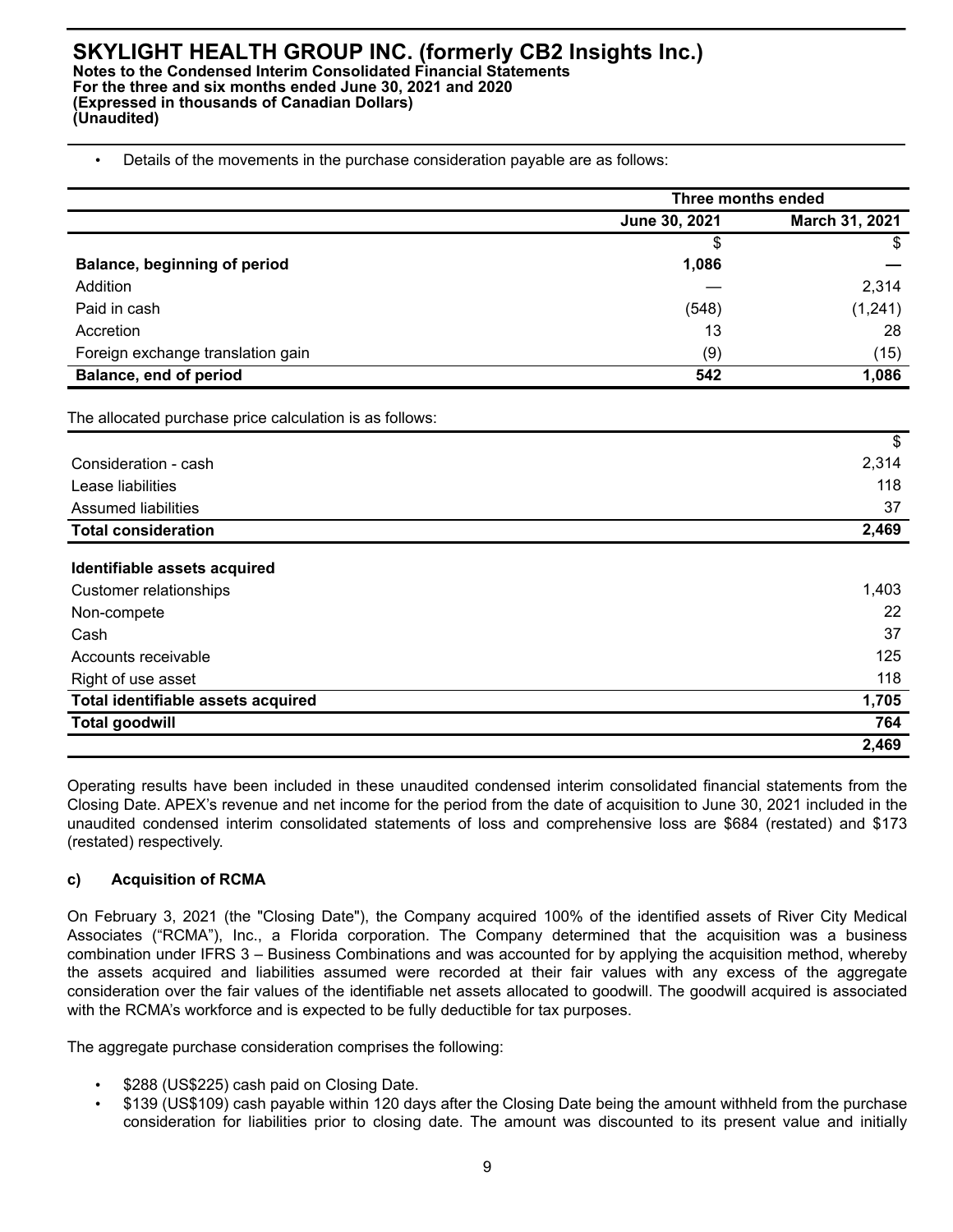- Details of the movements in the purchase consideration payable are as follows:

| | Three months ended | |
|---|---|---|
| | June 30, 2021 | March 31, 2021 |
| | $ | $ |
| **Balance, beginning of period** | **1,086** | — |
| Addition | — | 2,314 |
| Paid in cash | (548) | (1,241) |
| Accretion | 13 | 28 |
| Foreign exchange translation gain | (9) | (15) |
| **Balance, end of period** | **542** | **1,086** |

The allocated purchase price calculation is as follows:

| | $ |
|---|---|
| Consideration - cash | 2,314 |
| Lease liabilities | 118 |
| Assumed liabilities | 37 |
| **Total consideration** | **2,469** |
| **Identifiable assets acquired** | |
| Customer relationships | 1,403 |
| Non-compete | 22 |
| Cash | 37 |
| Accounts receivable | 125 |
| Right of use asset | 118 |
| **Total identifiable assets acquired** | **1,705** |
| **Total goodwill** | **764** |
| | **2,469** |

Operating results have been included in these unaudited condensed interim consolidated financial statements from the Closing Date. APEX's revenue and net income for the period from the date of acquisition to June 30, 2021 included in the unaudited condensed interim consolidated statements of loss and comprehensive loss are $684 (restated) and $173 (restated) respectively.

#### c) Acquisition of RCMA

On February 3, 2021 (the "Closing Date"), the Company acquired 100% of the identified assets of River City Medical Associates ("RCMA"), Inc., a Florida corporation. The Company determined that the acquisition was a business combination under IFRS 3 – Business Combinations and was accounted for by applying the acquisition method, whereby the assets acquired and liabilities assumed were recorded at their fair values with any excess of the aggregate consideration over the fair values of the identifiable net assets allocated to goodwill. The goodwill acquired is associated with the RCMA's workforce and is expected to be fully deductible for tax purposes.

The aggregate purchase consideration comprises the following:

- $288 (US$225) cash paid on Closing Date.
- $139 (US$109) cash payable within 120 days after the Closing Date being the amount withheld from the purchase consideration for liabilities prior to closing date. The amount was discounted to its present value and initially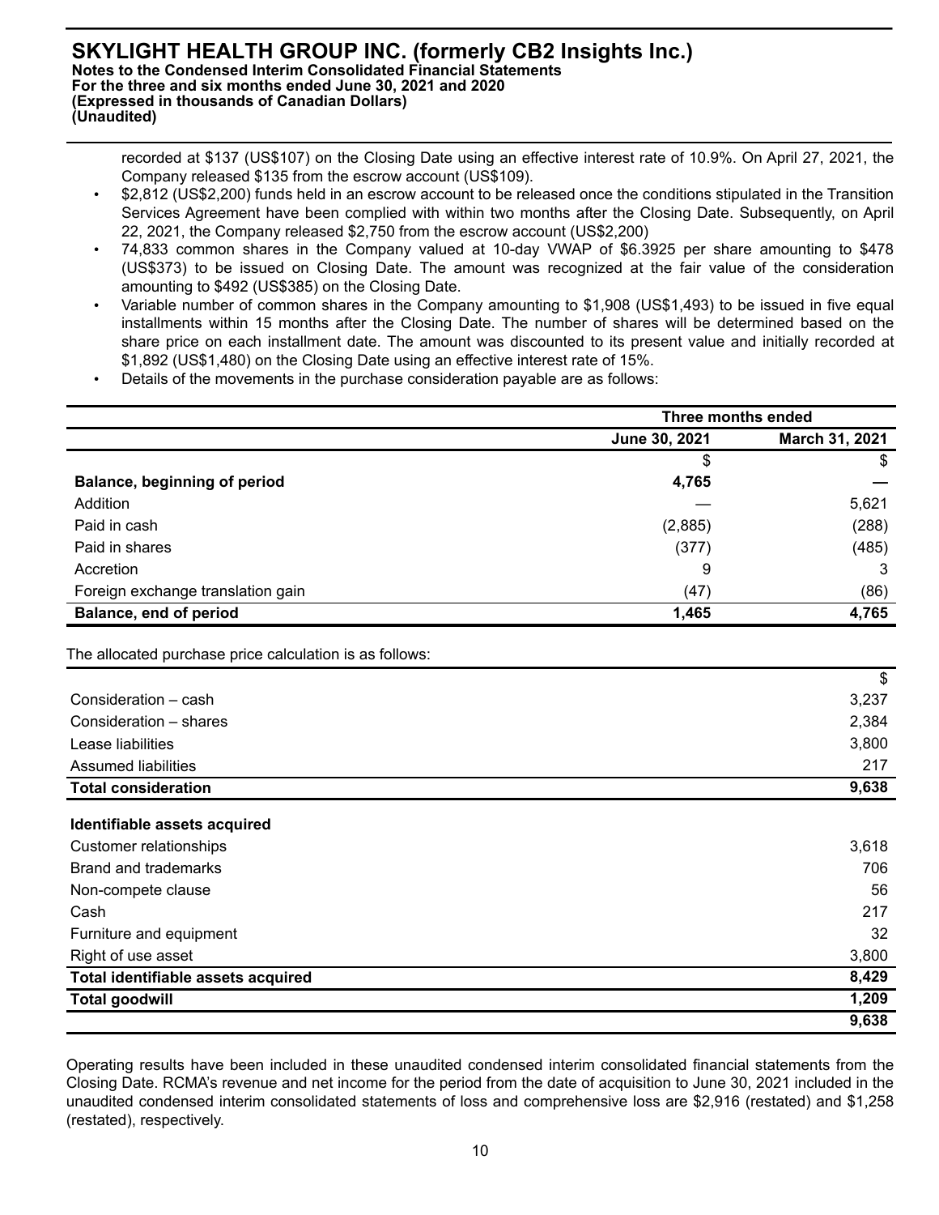recorded at $137 (US$107) on the Closing Date using an effective interest rate of 10.9%. On April 27, 2021, the Company released $135 from the escrow account (US$109).

- $2,812 (US$2,200) funds held in an escrow account to be released once the conditions stipulated in the Transition Services Agreement have been complied with within two months after the Closing Date. Subsequently, on April 22, 2021, the Company released $2,750 from the escrow account (US$2,200)
- 74,833 common shares in the Company valued at 10-day VWAP of $6.3925 per share amounting to $478 (US$373) to be issued on Closing Date. The amount was recognized at the fair value of the consideration amounting to $492 (US$385) on the Closing Date.
- Variable number of common shares in the Company amounting to $1,908 (US$1,493) to be issued in five equal installments within 15 months after the Closing Date. The number of shares will be determined based on the share price on each installment date. The amount was discounted to its present value and initially recorded at $1,892 (US$1,480) on the Closing Date using an effective interest rate of 15%.
- Details of the movements in the purchase consideration payable are as follows:

| | Three months ended | |
|---|---|---|
| | June 30, 2021 | March 31, 2021 |
| | $ | $ |
| **Balance, beginning of period** | **4,765** | — |
| Addition | — | 5,621 |
| Paid in cash | (2,885) | (288) |
| Paid in shares | (377) | (485) |
| Accretion | 9 | 3 |
| Foreign exchange translation gain | (47) | (86) |
| **Balance, end of period** | **1,465** | **4,765** |

The allocated purchase price calculation is as follows:

| | $ |
|---|---|
| Consideration – cash | 3,237 |
| Consideration – shares | 2,384 |
| Lease liabilities | 3,800 |
| Assumed liabilities | 217 |
| **Total consideration** | **9,638** |
| **Identifiable assets acquired** | |
| Customer relationships | 3,618 |
| Brand and trademarks | 706 |
| Non-compete clause | 56 |
| Cash | 217 |
| Furniture and equipment | 32 |
| Right of use asset | 3,800 |
| **Total identifiable assets acquired** | **8,429** |
| **Total goodwill** | **1,209** |
| | **9,638** |

Operating results have been included in these unaudited condensed interim consolidated financial statements from the Closing Date. RCMA's revenue and net income for the period from the date of acquisition to June 30, 2021 included in the unaudited condensed interim consolidated statements of loss and comprehensive loss are $2,916 (restated) and $1,258 (restated), respectively.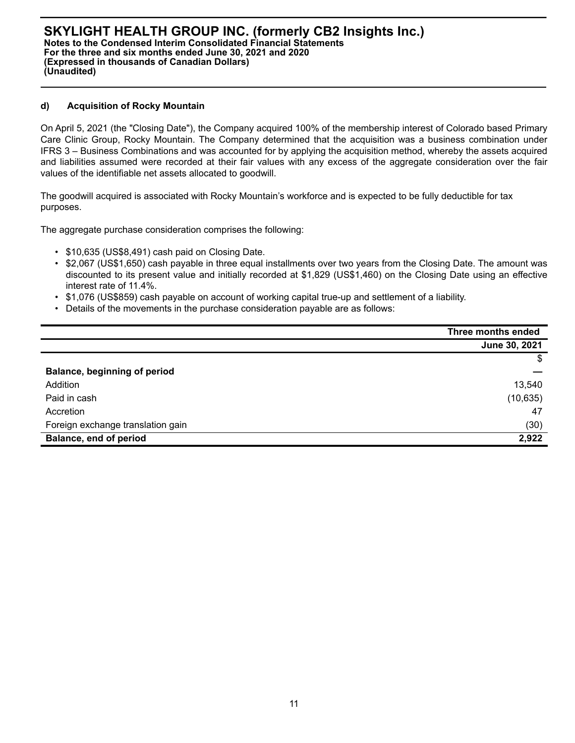#### d) Acquisition of Rocky Mountain

On April 5, 2021 (the "Closing Date"), the Company acquired 100% of the membership interest of Colorado based Primary Care Clinic Group, Rocky Mountain. The Company determined that the acquisition was a business combination under IFRS 3 – Business Combinations and was accounted for by applying the acquisition method, whereby the assets acquired and liabilities assumed were recorded at their fair values with any excess of the aggregate consideration over the fair values of the identifiable net assets allocated to goodwill.

The goodwill acquired is associated with Rocky Mountain's workforce and is expected to be fully deductible for tax purposes.

The aggregate purchase consideration comprises the following:

- $10,635 (US$8,491) cash paid on Closing Date.
- $2,067 (US$1,650) cash payable in three equal installments over two years from the Closing Date. The amount was discounted to its present value and initially recorded at $1,829 (US$1,460) on the Closing Date using an effective interest rate of 11.4%.
- $1,076 (US$859) cash payable on account of working capital true-up and settlement of a liability.
- Details of the movements in the purchase consideration payable are as follows:

| | Three months ended |
|---|---|
| | June 30, 2021 |
| | $ |
| **Balance, beginning of period** | — |
| Addition | 13,540 |
| Paid in cash | (10,635) |
| Accretion | 47 |
| Foreign exchange translation gain | (30) |
| **Balance, end of period** | **2,922** |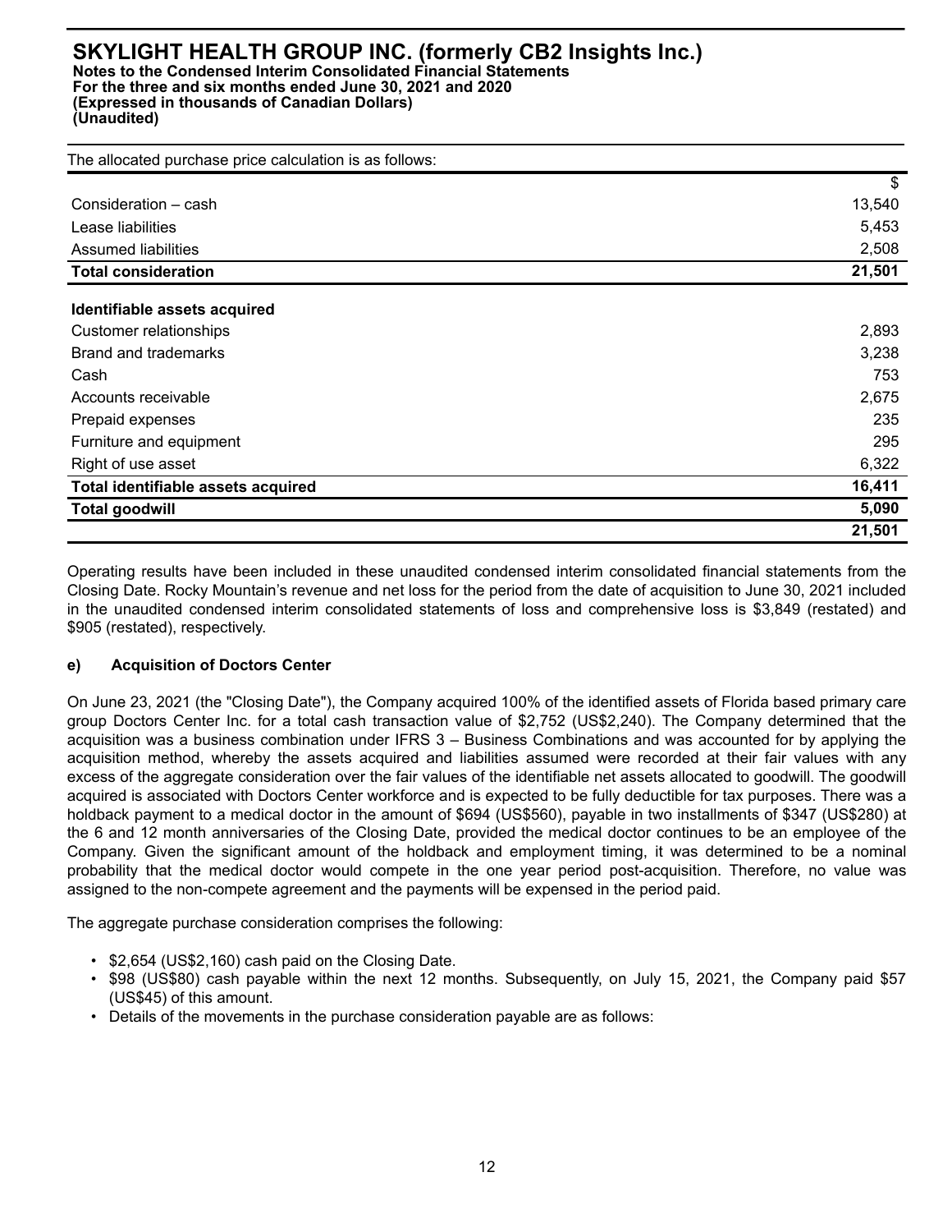The allocated purchase price calculation is as follows:

| | $ |
|---|---|
| Consideration – cash | 13,540 |
| Lease liabilities | 5,453 |
| Assumed liabilities | 2,508 |
| **Total consideration** | **21,501** |
| | |
| **Identifiable assets acquired** | |
| Customer relationships | 2,893 |
| Brand and trademarks | 3,238 |
| Cash | 753 |
| Accounts receivable | 2,675 |
| Prepaid expenses | 235 |
| Furniture and equipment | 295 |
| Right of use asset | 6,322 |
| **Total identifiable assets acquired** | **16,411** |
| **Total goodwill** | **5,090** |
| | **21,501** |

Operating results have been included in these unaudited condensed interim consolidated financial statements from the Closing Date. Rocky Mountain's revenue and net loss for the period from the date of acquisition to June 30, 2021 included in the unaudited condensed interim consolidated statements of loss and comprehensive loss is $3,849 (restated) and $905 (restated), respectively.

#### e) Acquisition of Doctors Center

On June 23, 2021 (the "Closing Date"), the Company acquired 100% of the identified assets of Florida based primary care group Doctors Center Inc. for a total cash transaction value of $2,752 (US$2,240). The Company determined that the acquisition was a business combination under IFRS 3 – Business Combinations and was accounted for by applying the acquisition method, whereby the assets acquired and liabilities assumed were recorded at their fair values with any excess of the aggregate consideration over the fair values of the identifiable net assets allocated to goodwill. The goodwill acquired is associated with Doctors Center workforce and is expected to be fully deductible for tax purposes. There was a holdback payment to a medical doctor in the amount of $694 (US$560), payable in two installments of $347 (US$280) at the 6 and 12 month anniversaries of the Closing Date, provided the medical doctor continues to be an employee of the Company. Given the significant amount of the holdback and employment timing, it was determined to be a nominal probability that the medical doctor would compete in the one year period post-acquisition. Therefore, no value was assigned to the non-compete agreement and the payments will be expensed in the period paid.

The aggregate purchase consideration comprises the following:

- $2,654 (US$2,160) cash paid on the Closing Date.
- $98 (US$80) cash payable within the next 12 months. Subsequently, on July 15, 2021, the Company paid $57 (US$45) of this amount.
- Details of the movements in the purchase consideration payable are as follows: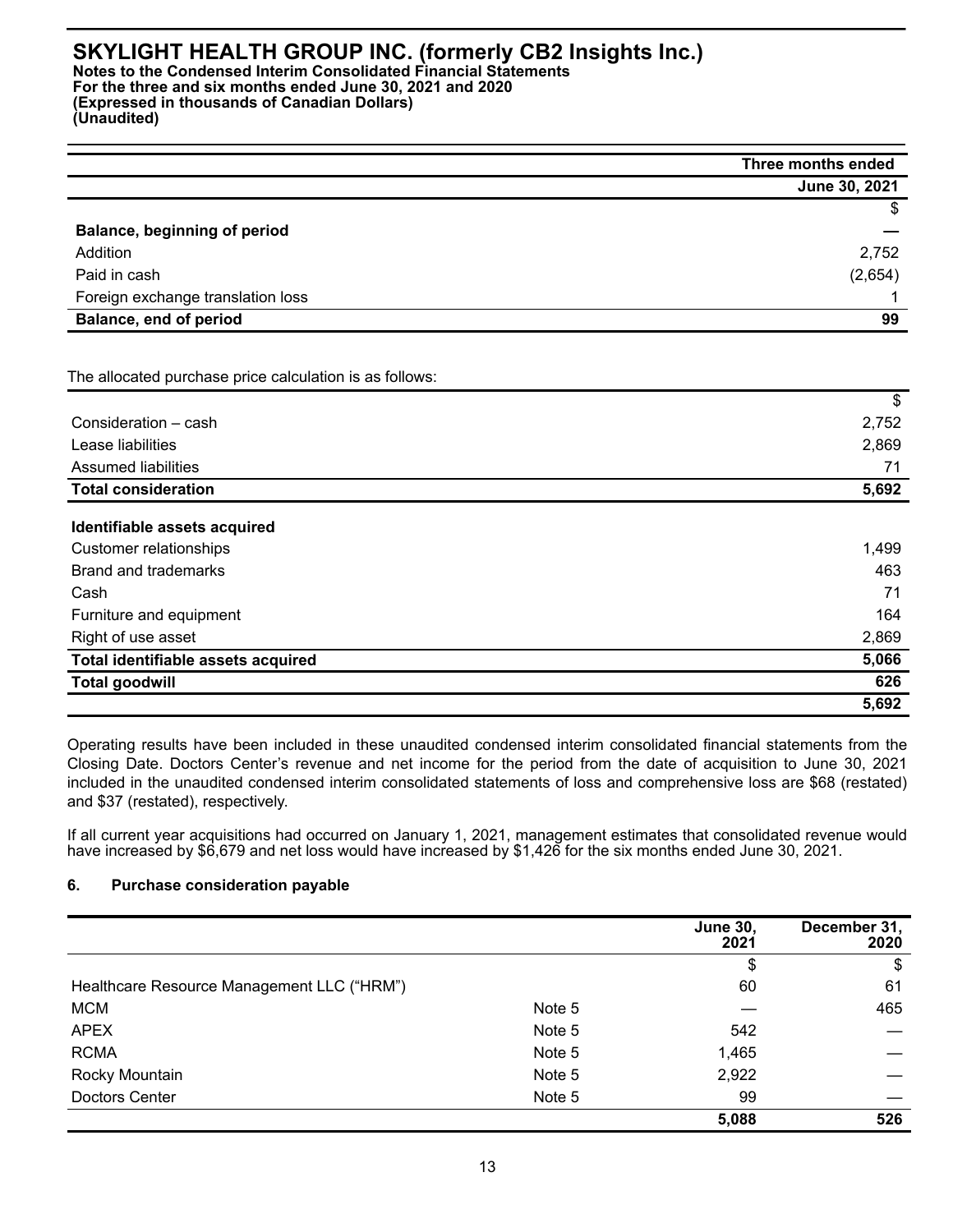| | Three months ended |
|---|---|
| | June 30, 2021 |
| | $ |
| **Balance, beginning of period** | — |
| Addition | 2,752 |
| Paid in cash | (2,654) |
| Foreign exchange translation loss | 1 |
| **Balance, end of period** | **99** |

The allocated purchase price calculation is as follows:

| | $ |
|---|---|
| Consideration – cash | 2,752 |
| Lease liabilities | 2,869 |
| Assumed liabilities | 71 |
| **Total consideration** | **5,692** |
| **Identifiable assets acquired** | |
| Customer relationships | 1,499 |
| Brand and trademarks | 463 |
| Cash | 71 |
| Furniture and equipment | 164 |
| Right of use asset | 2,869 |
| **Total identifiable assets acquired** | **5,066** |
| **Total goodwill** | **626** |
| | **5,692** |

Operating results have been included in these unaudited condensed interim consolidated financial statements from the Closing Date. Doctors Center's revenue and net income for the period from the date of acquisition to June 30, 2021 included in the unaudited condensed interim consolidated statements of loss and comprehensive loss are $68 (restated) and $37 (restated), respectively.

If all current year acquisitions had occurred on January 1, 2021, management estimates that consolidated revenue would have increased by $6,679 and net loss would have increased by $1,426 for the six months ended June 30, 2021.

## 6. Purchase consideration payable

| | | June 30, 2021 | December 31, 2020 |
|---|---|---|---|
| | | $ | $ |
| Healthcare Resource Management LLC ("HRM") | | 60 | 61 |
| MCM | Note 5 | — | 465 |
| APEX | Note 5 | 542 | — |
| RCMA | Note 5 | 1,465 | — |
| Rocky Mountain | Note 5 | 2,922 | — |
| Doctors Center | Note 5 | 99 | — |
| | | **5,088** | **526** |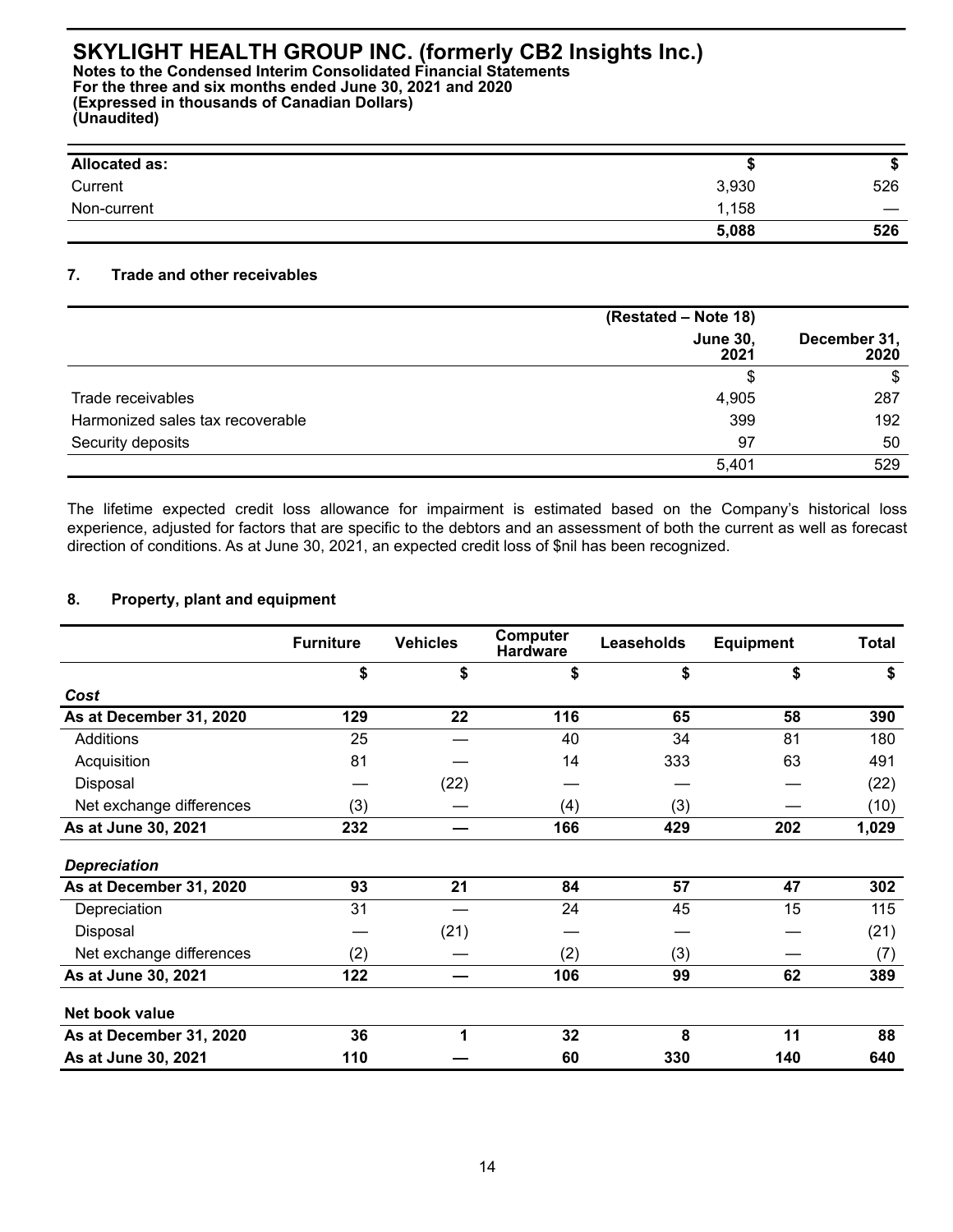| Allocated as: | $ | $ |
|---|---|---|
| Current | 3,930 | 526 |
| Non-current | 1,158 | — |
| | **5,088** | **526** |

## 7. Trade and other receivables

| | (Restated – Note 18) June 30, 2021 | December 31, 2020 |
|---|---|---|
| | $ | $ |
| Trade receivables | 4,905 | 287 |
| Harmonized sales tax recoverable | 399 | 192 |
| Security deposits | 97 | 50 |
| | 5,401 | 529 |

The lifetime expected credit loss allowance for impairment is estimated based on the Company's historical loss experience, adjusted for factors that are specific to the debtors and an assessment of both the current as well as forecast direction of conditions. As at June 30, 2021, an expected credit loss of $nil has been recognized.

## 8. Property, plant and equipment

| | Furniture | Vehicles | Computer Hardware | Leaseholds | Equipment | Total |
|---|---|---|---|---|---|---|
| | $ | $ | $ | $ | $ | $ |
| ***Cost*** | | | | | | |
| **As at December 31, 2020** | **129** | **22** | **116** | **65** | **58** | **390** |
| Additions | 25 | — | 40 | 34 | 81 | 180 |
| Acquisition | 81 | — | 14 | 333 | 63 | 491 |
| Disposal | — | (22) | — | — | — | (22) |
| Net exchange differences | (3) | — | (4) | (3) | — | (10) |
| **As at June 30, 2021** | **232** | **—** | **166** | **429** | **202** | **1,029** |
| ***Depreciation*** | | | | | | |
| **As at December 31, 2020** | **93** | **21** | **84** | **57** | **47** | **302** |
| Depreciation | 31 | — | 24 | 45 | 15 | 115 |
| Disposal | — | (21) | — | — | — | (21) |
| Net exchange differences | (2) | — | (2) | (3) | — | (7) |
| **As at June 30, 2021** | **122** | **—** | **106** | **99** | **62** | **389** |
| **Net book value** | | | | | | |
| **As at December 31, 2020** | **36** | **1** | **32** | **8** | **11** | **88** |
| **As at June 30, 2021** | **110** | **—** | **60** | **330** | **140** | **640** |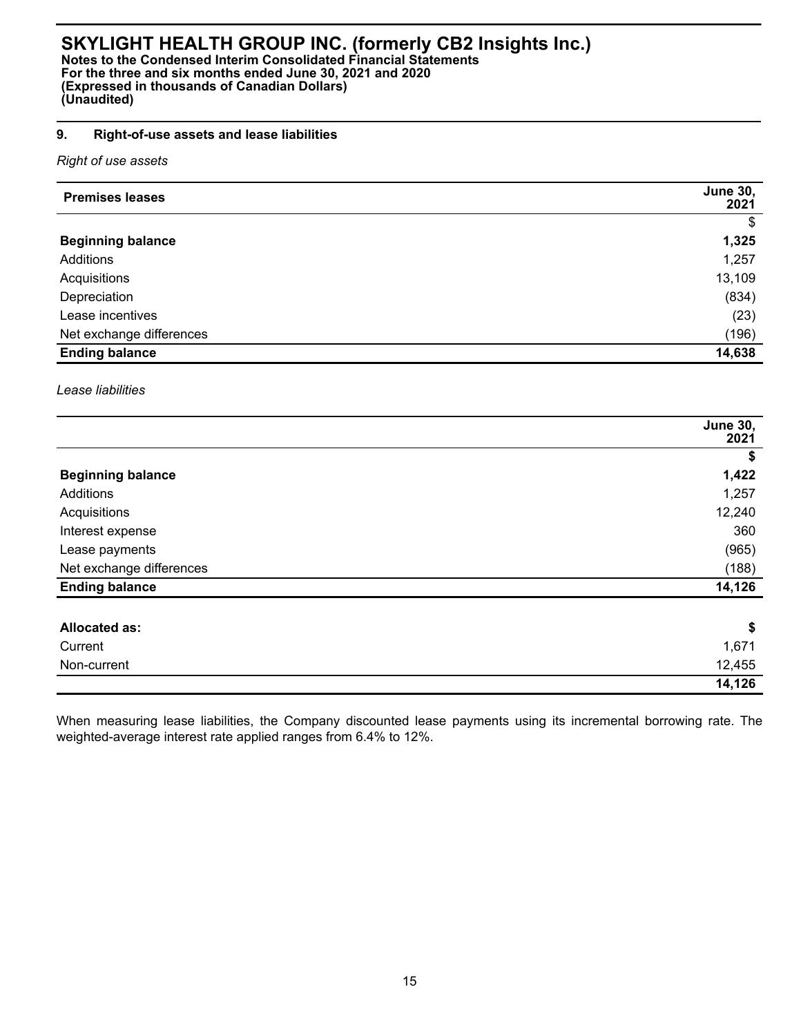## 9. Right-of-use assets and lease liabilities

*Right of use assets*

| Premises leases | June 30, 2021 |
|---|---|
| | $ |
| **Beginning balance** | **1,325** |
| Additions | 1,257 |
| Acquisitions | 13,109 |
| Depreciation | (834) |
| Lease incentives | (23) |
| Net exchange differences | (196) |
| **Ending balance** | **14,638** |

*Lease liabilities*

| | June 30, 2021 |
|---|---|
| | **$** |
| **Beginning balance** | **1,422** |
| Additions | 1,257 |
| Acquisitions | 12,240 |
| Interest expense | 360 |
| Lease payments | (965) |
| Net exchange differences | (188) |
| **Ending balance** | **14,126** |
| | |
| **Allocated as:** | **$** |
| Current | 1,671 |
| Non-current | 12,455 |
| | **14,126** |

When measuring lease liabilities, the Company discounted lease payments using its incremental borrowing rate. The weighted-average interest rate applied ranges from 6.4% to 12%.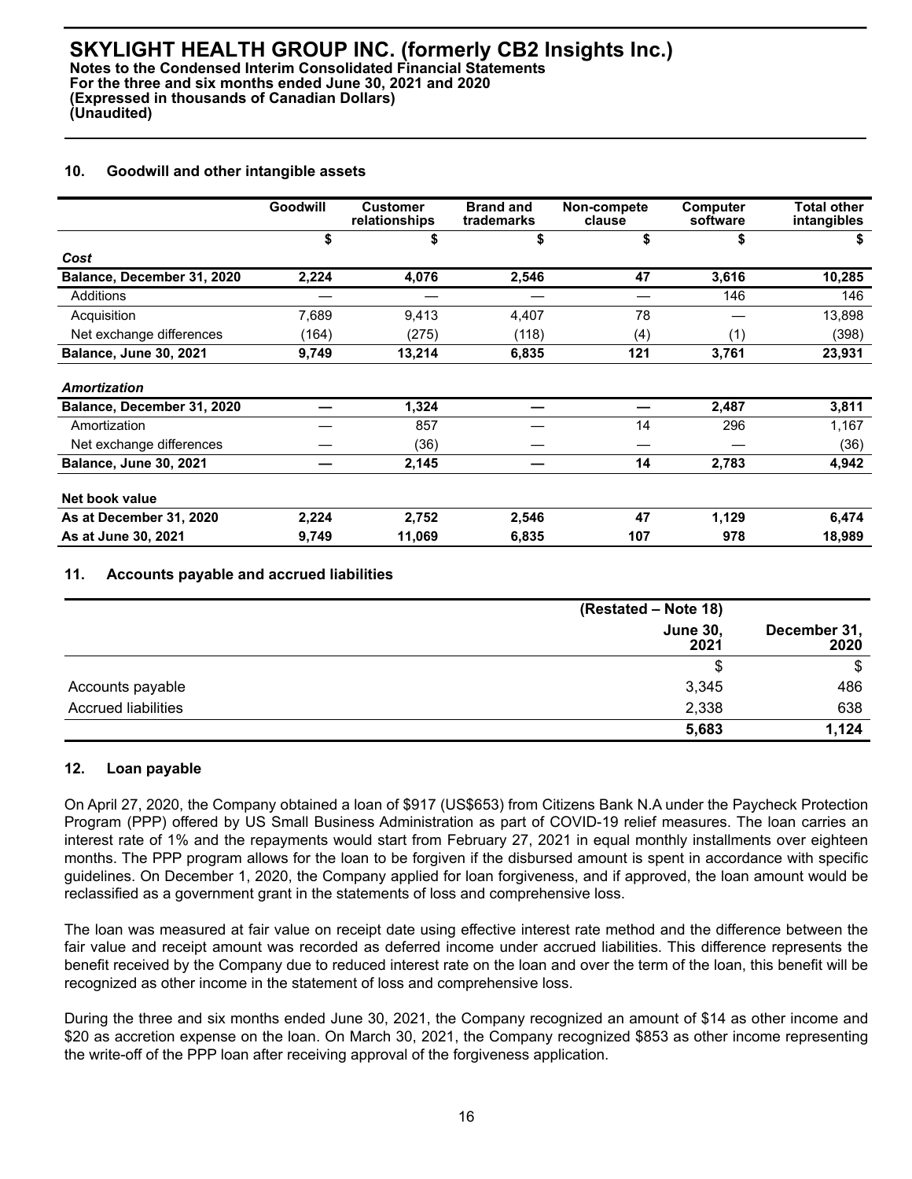## 10. Goodwill and other intangible assets

| | Goodwill | Customer relationships | Brand and trademarks | Non-compete clause | Computer software | Total other intangibles |
|---|---|---|---|---|---|---|
| | $ | $ | $ | $ | $ | $ |
| ***Cost*** | | | | | | |
| **Balance, December 31, 2020** | **2,224** | **4,076** | **2,546** | **47** | **3,616** | **10,285** |
| Additions | — | — | — | — | 146 | 146 |
| Acquisition | 7,689 | 9,413 | 4,407 | 78 | — | 13,898 |
| Net exchange differences | (164) | (275) | (118) | (4) | (1) | (398) |
| **Balance, June 30, 2021** | **9,749** | **13,214** | **6,835** | **121** | **3,761** | **23,931** |
| ***Amortization*** | | | | | | |
| **Balance, December 31, 2020** | **—** | **1,324** | **—** | **—** | **2,487** | **3,811** |
| Amortization | — | 857 | — | 14 | 296 | 1,167 |
| Net exchange differences | — | (36) | — | — | — | (36) |
| **Balance, June 30, 2021** | **—** | **2,145** | **—** | **14** | **2,783** | **4,942** |
| **Net book value** | | | | | | |
| **As at December 31, 2020** | **2,224** | **2,752** | **2,546** | **47** | **1,129** | **6,474** |
| **As at June 30, 2021** | **9,749** | **11,069** | **6,835** | **107** | **978** | **18,989** |

## 11. Accounts payable and accrued liabilities

| | (Restated – Note 18) | |
|---|---|---|
| | **June 30, 2021** | **December 31, 2020** |
| | $ | $ |
| Accounts payable | 3,345 | 486 |
| Accrued liabilities | 2,338 | 638 |
| | **5,683** | **1,124** |

## 12. Loan payable

On April 27, 2020, the Company obtained a loan of $917 (US$653) from Citizens Bank N.A under the Paycheck Protection Program (PPP) offered by US Small Business Administration as part of COVID-19 relief measures. The loan carries an interest rate of 1% and the repayments would start from February 27, 2021 in equal monthly installments over eighteen months. The PPP program allows for the loan to be forgiven if the disbursed amount is spent in accordance with specific guidelines. On December 1, 2020, the Company applied for loan forgiveness, and if approved, the loan amount would be reclassified as a government grant in the statements of loss and comprehensive loss.

The loan was measured at fair value on receipt date using effective interest rate method and the difference between the fair value and receipt amount was recorded as deferred income under accrued liabilities. This difference represents the benefit received by the Company due to reduced interest rate on the loan and over the term of the loan, this benefit will be recognized as other income in the statement of loss and comprehensive loss.

During the three and six months ended June 30, 2021, the Company recognized an amount of $14 as other income and $20 as accretion expense on the loan. On March 30, 2021, the Company recognized $853 as other income representing the write-off of the PPP loan after receiving approval of the forgiveness application.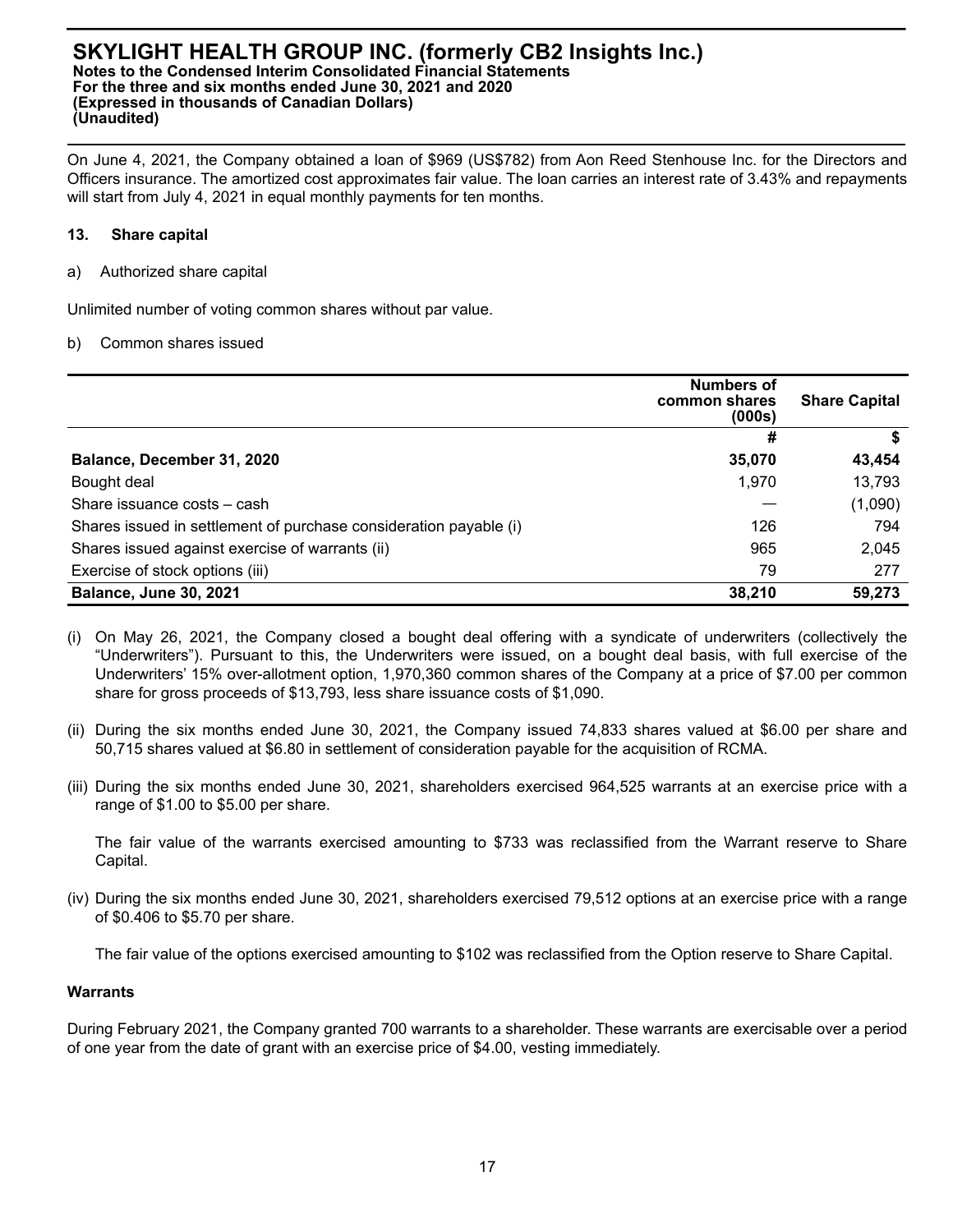On June 4, 2021, the Company obtained a loan of $969 (US$782) from Aon Reed Stenhouse Inc. for the Directors and Officers insurance. The amortized cost approximates fair value. The loan carries an interest rate of 3.43% and repayments will start from July 4, 2021 in equal monthly payments for ten months.

## 13. Share capital

a) Authorized share capital

Unlimited number of voting common shares without par value.

b) Common shares issued

| | Numbers of common shares (000s) | Share Capital |
|---|---|---|
| | # | $ |
| **Balance, December 31, 2020** | **35,070** | **43,454** |
| Bought deal | 1,970 | 13,793 |
| Share issuance costs – cash | — | (1,090) |
| Shares issued in settlement of purchase consideration payable (i) | 126 | 794 |
| Shares issued against exercise of warrants (ii) | 965 | 2,045 |
| Exercise of stock options (iii) | 79 | 277 |
| **Balance, June 30, 2021** | **38,210** | **59,273** |

(i) On May 26, 2021, the Company closed a bought deal offering with a syndicate of underwriters (collectively the "Underwriters"). Pursuant to this, the Underwriters were issued, on a bought deal basis, with full exercise of the Underwriters' 15% over-allotment option, 1,970,360 common shares of the Company at a price of $7.00 per common share for gross proceeds of $13,793, less share issuance costs of $1,090.

(ii) During the six months ended June 30, 2021, the Company issued 74,833 shares valued at $6.00 per share and 50,715 shares valued at $6.80 in settlement of consideration payable for the acquisition of RCMA.

(iii) During the six months ended June 30, 2021, shareholders exercised 964,525 warrants at an exercise price with a range of $1.00 to $5.00 per share.

The fair value of the warrants exercised amounting to $733 was reclassified from the Warrant reserve to Share Capital.

(iv) During the six months ended June 30, 2021, shareholders exercised 79,512 options at an exercise price with a range of $0.406 to $5.70 per share.

The fair value of the options exercised amounting to $102 was reclassified from the Option reserve to Share Capital.

**Warrants**

During February 2021, the Company granted 700 warrants to a shareholder. These warrants are exercisable over a period of one year from the date of grant with an exercise price of $4.00, vesting immediately.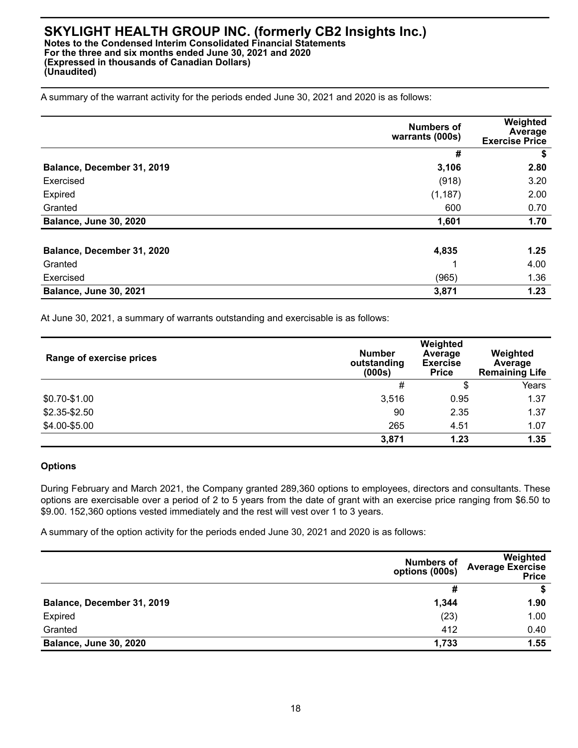A summary of the warrant activity for the periods ended June 30, 2021 and 2020 is as follows:

| | Numbers of warrants (000s) | Weighted Average Exercise Price |
|---|---|---|
| | # | $ |
| **Balance, December 31, 2019** | **3,106** | **2.80** |
| Exercised | (918) | 3.20 |
| Expired | (1,187) | 2.00 |
| Granted | 600 | 0.70 |
| **Balance, June 30, 2020** | **1,601** | **1.70** |
| | | |
| **Balance, December 31, 2020** | **4,835** | **1.25** |
| Granted | 1 | 4.00 |
| Exercised | (965) | 1.36 |
| **Balance, June 30, 2021** | **3,871** | **1.23** |

At June 30, 2021, a summary of warrants outstanding and exercisable is as follows:

| Range of exercise prices | Number outstanding (000s) | Weighted Average Exercise Price | Weighted Average Remaining Life |
|---|---|---|---|
| | # | $ | Years |
| $0.70-$1.00 | 3,516 | 0.95 | 1.37 |
| $2.35-$2.50 | 90 | 2.35 | 1.37 |
| $4.00-$5.00 | 265 | 4.51 | 1.07 |
| | **3,871** | **1.23** | **1.35** |

**Options**

During February and March 2021, the Company granted 289,360 options to employees, directors and consultants. These options are exercisable over a period of 2 to 5 years from the date of grant with an exercise price ranging from $6.50 to $9.00. 152,360 options vested immediately and the rest will vest over 1 to 3 years.

A summary of the option activity for the periods ended June 30, 2021 and 2020 is as follows:

| | Numbers of options (000s) | Weighted Average Exercise Price |
|---|---|---|
| | # | $ |
| **Balance, December 31, 2019** | **1,344** | **1.90** |
| Expired | (23) | 1.00 |
| Granted | 412 | 0.40 |
| **Balance, June 30, 2020** | **1,733** | **1.55** |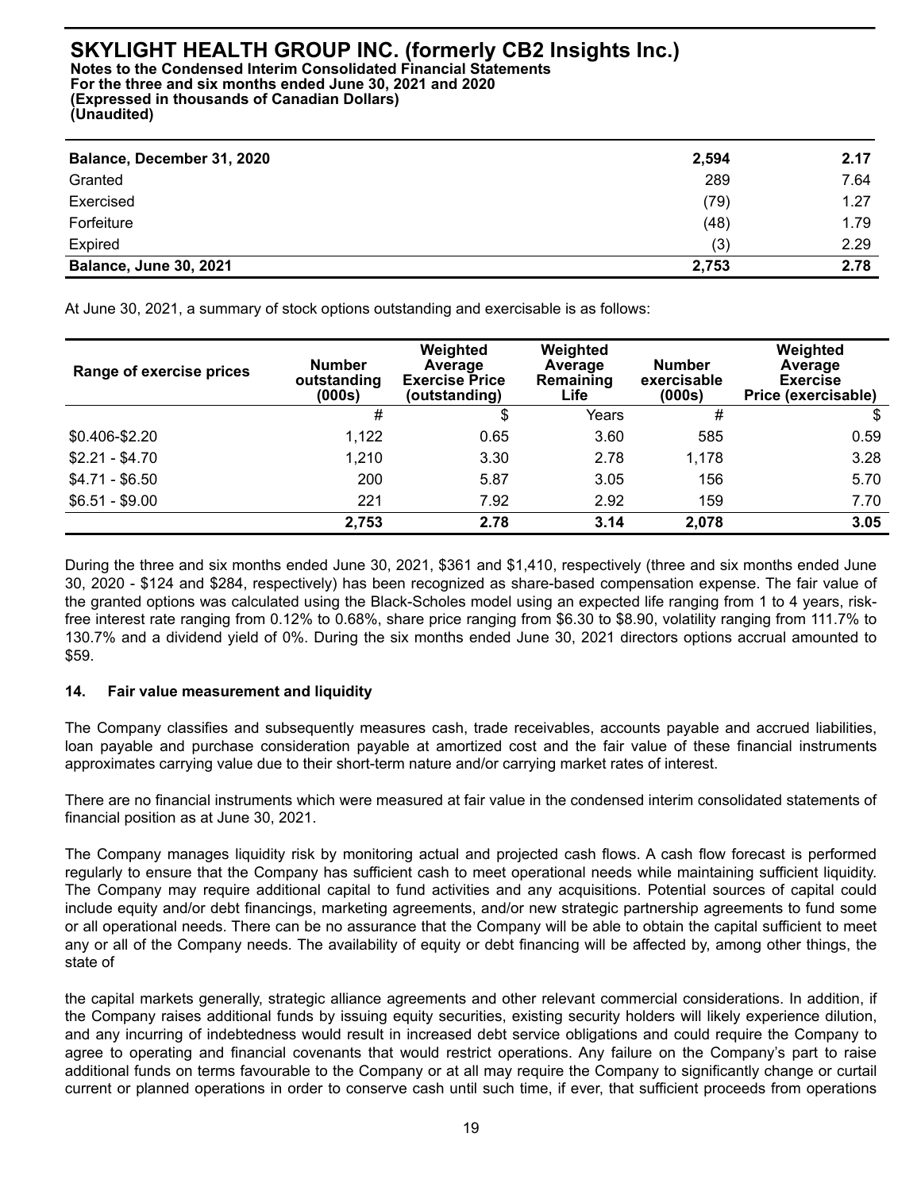| | | |
|---|---|---|
| **Balance, December 31, 2020** | **2,594** | **2.17** |
| Granted | 289 | 7.64 |
| Exercised | (79) | 1.27 |
| Forfeiture | (48) | 1.79 |
| Expired | (3) | 2.29 |
| **Balance, June 30, 2021** | **2,753** | **2.78** |

At June 30, 2021, a summary of stock options outstanding and exercisable is as follows:

| Range of exercise prices | Number outstanding (000s) | Weighted Average Exercise Price (outstanding) | Weighted Average Remaining Life | Number exercisable (000s) | Weighted Average Exercise Price (exercisable) |
|---|---|---|---|---|---|
| | # | $ | Years | # | $ |
| $0.406-$2.20 | 1,122 | 0.65 | 3.60 | 585 | 0.59 |
| $2.21 - $4.70 | 1,210 | 3.30 | 2.78 | 1,178 | 3.28 |
| $4.71 - $6.50 | 200 | 5.87 | 3.05 | 156 | 5.70 |
| $6.51 - $9.00 | 221 | 7.92 | 2.92 | 159 | 7.70 |
| | **2,753** | **2.78** | **3.14** | **2,078** | **3.05** |

During the three and six months ended June 30, 2021, $361 and $1,410, respectively (three and six months ended June 30, 2020 - $124 and $284, respectively) has been recognized as share-based compensation expense. The fair value of the granted options was calculated using the Black-Scholes model using an expected life ranging from 1 to 4 years, risk-free interest rate ranging from 0.12% to 0.68%, share price ranging from $6.30 to $8.90, volatility ranging from 111.7% to 130.7% and a dividend yield of 0%. During the six months ended June 30, 2021 directors options accrual amounted to $59.

## 14. Fair value measurement and liquidity

The Company classifies and subsequently measures cash, trade receivables, accounts payable and accrued liabilities, loan payable and purchase consideration payable at amortized cost and the fair value of these financial instruments approximates carrying value due to their short-term nature and/or carrying market rates of interest.

There are no financial instruments which were measured at fair value in the condensed interim consolidated statements of financial position as at June 30, 2021.

The Company manages liquidity risk by monitoring actual and projected cash flows. A cash flow forecast is performed regularly to ensure that the Company has sufficient cash to meet operational needs while maintaining sufficient liquidity. The Company may require additional capital to fund activities and any acquisitions. Potential sources of capital could include equity and/or debt financings, marketing agreements, and/or new strategic partnership agreements to fund some or all operational needs. There can be no assurance that the Company will be able to obtain the capital sufficient to meet any or all of the Company needs. The availability of equity or debt financing will be affected by, among other things, the state of

the capital markets generally, strategic alliance agreements and other relevant commercial considerations. In addition, if the Company raises additional funds by issuing equity securities, existing security holders will likely experience dilution, and any incurring of indebtedness would result in increased debt service obligations and could require the Company to agree to operating and financial covenants that would restrict operations. Any failure on the Company's part to raise additional funds on terms favourable to the Company or at all may require the Company to significantly change or curtail current or planned operations in order to conserve cash until such time, if ever, that sufficient proceeds from operations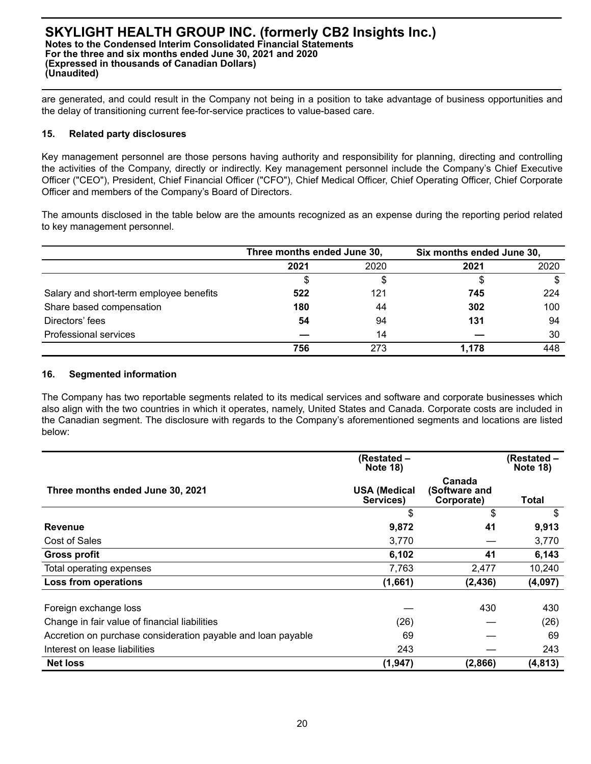are generated, and could result in the Company not being in a position to take advantage of business opportunities and the delay of transitioning current fee-for-service practices to value-based care.

## 15. Related party disclosures

Key management personnel are those persons having authority and responsibility for planning, directing and controlling the activities of the Company, directly or indirectly. Key management personnel include the Company's Chief Executive Officer ("CEO"), President, Chief Financial Officer ("CFO"), Chief Medical Officer, Chief Operating Officer, Chief Corporate Officer and members of the Company's Board of Directors.

The amounts disclosed in the table below are the amounts recognized as an expense during the reporting period related to key management personnel.

| | Three months ended June 30, | | Six months ended June 30, | |
|---|---|---|---|---|
| | **2021** | 2020 | **2021** | 2020 |
| | $ | $ | $ | $ |
| Salary and short-term employee benefits | **522** | 121 | **745** | 224 |
| Share based compensation | **180** | 44 | **302** | 100 |
| Directors' fees | **54** | 94 | **131** | 94 |
| Professional services | **—** | 14 | **—** | 30 |
| | **756** | 273 | **1,178** | 448 |

## 16. Segmented information

The Company has two reportable segments related to its medical services and software and corporate businesses which also align with the two countries in which it operates, namely, United States and Canada. Corporate costs are included in the Canadian segment. The disclosure with regards to the Company's aforementioned segments and locations are listed below:

| Three months ended June 30, 2021 | (Restated – Note 18) USA (Medical Services) | Canada (Software and Corporate) | (Restated – Note 18) Total |
|---|---|---|---|
| | $ | $ | $ |
| **Revenue** | **9,872** | **41** | **9,913** |
| Cost of Sales | 3,770 | — | 3,770 |
| **Gross profit** | **6,102** | **41** | **6,143** |
| Total operating expenses | 7,763 | 2,477 | 10,240 |
| **Loss from operations** | **(1,661)** | **(2,436)** | **(4,097)** |
| Foreign exchange loss | — | 430 | 430 |
| Change in fair value of financial liabilities | (26) | — | (26) |
| Accretion on purchase consideration payable and loan payable | 69 | — | 69 |
| Interest on lease liabilities | 243 | — | 243 |
| **Net loss** | **(1,947)** | **(2,866)** | **(4,813)** |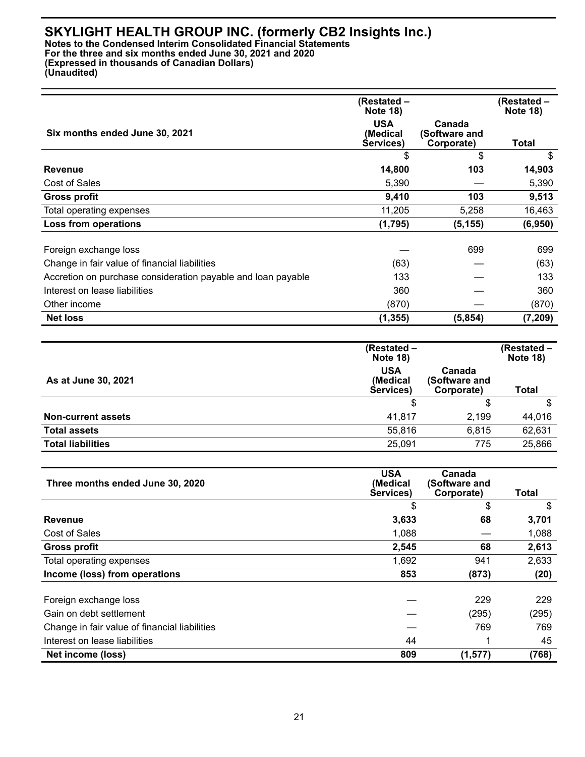# SKYLIGHT HEALTH GROUP INC. (formerly CB2 Insights Inc.)

**Notes to the Condensed Interim Consolidated Financial Statements**
**For the three and six months ended June 30, 2021 and 2020**
**(Expressed in thousands of Canadian Dollars)**
**(Unaudited)**

| Six months ended June 30, 2021 | (Restated – Note 18) USA (Medical Services) | Canada (Software and Corporate) | (Restated – Note 18) Total |
|---|---|---|---|
| | $ | $ | $ |
| **Revenue** | **14,800** | **103** | **14,903** |
| Cost of Sales | 5,390 | — | 5,390 |
| **Gross profit** | **9,410** | **103** | **9,513** |
| Total operating expenses | 11,205 | 5,258 | 16,463 |
| **Loss from operations** | **(1,795)** | **(5,155)** | **(6,950)** |
| | | | |
| Foreign exchange loss | — | 699 | 699 |
| Change in fair value of financial liabilities | (63) | — | (63) |
| Accretion on purchase consideration payable and loan payable | 133 | — | 133 |
| Interest on lease liabilities | 360 | — | 360 |
| Other income | (870) | — | (870) |
| **Net loss** | **(1,355)** | **(5,854)** | **(7,209)** |

| As at June 30, 2021 | (Restated – Note 18) USA (Medical Services) | Canada (Software and Corporate) | (Restated – Note 18) Total |
|---|---|---|---|
| | $ | $ | $ |
| **Non-current assets** | 41,817 | 2,199 | 44,016 |
| **Total assets** | 55,816 | 6,815 | 62,631 |
| **Total liabilities** | 25,091 | 775 | 25,866 |

| Three months ended June 30, 2020 | USA (Medical Services) | Canada (Software and Corporate) | Total |
|---|---|---|---|
| | $ | $ | $ |
| **Revenue** | **3,633** | **68** | **3,701** |
| Cost of Sales | 1,088 | — | 1,088 |
| **Gross profit** | **2,545** | **68** | **2,613** |
| Total operating expenses | 1,692 | 941 | 2,633 |
| **Income (loss) from operations** | **853** | **(873)** | **(20)** |
| | | | |
| Foreign exchange loss | — | 229 | 229 |
| Gain on debt settlement | — | (295) | (295) |
| Change in fair value of financial liabilities | — | 769 | 769 |
| Interest on lease liabilities | 44 | 1 | 45 |
| **Net income (loss)** | **809** | **(1,577)** | **(768)** |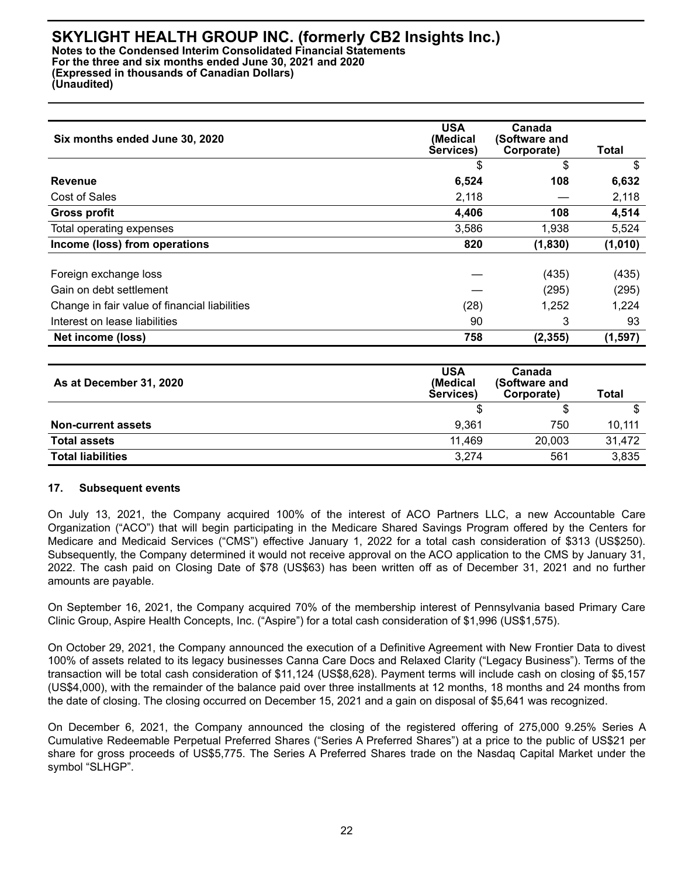| Six months ended June 30, 2020 | USA (Medical Services) | Canada (Software and Corporate) | Total |
|---|---|---|---|
| | $ | $ | $ |
| **Revenue** | **6,524** | **108** | **6,632** |
| Cost of Sales | 2,118 | — | 2,118 |
| **Gross profit** | **4,406** | **108** | **4,514** |
| Total operating expenses | 3,586 | 1,938 | 5,524 |
| **Income (loss) from operations** | **820** | **(1,830)** | **(1,010)** |
| Foreign exchange loss | — | (435) | (435) |
| Gain on debt settlement | — | (295) | (295) |
| Change in fair value of financial liabilities | (28) | 1,252 | 1,224 |
| Interest on lease liabilities | 90 | 3 | 93 |
| **Net income (loss)** | **758** | **(2,355)** | **(1,597)** |

| As at December 31, 2020 | USA (Medical Services) | Canada (Software and Corporate) | Total |
|---|---|---|---|
| | $ | $ | $ |
| **Non-current assets** | 9,361 | 750 | 10,111 |
| **Total assets** | 11,469 | 20,003 | 31,472 |
| **Total liabilities** | 3,274 | 561 | 3,835 |

## 17. Subsequent events

On July 13, 2021, the Company acquired 100% of the interest of ACO Partners LLC, a new Accountable Care Organization ("ACO") that will begin participating in the Medicare Shared Savings Program offered by the Centers for Medicare and Medicaid Services ("CMS") effective January 1, 2022 for a total cash consideration of $313 (US$250). Subsequently, the Company determined it would not receive approval on the ACO application to the CMS by January 31, 2022. The cash paid on Closing Date of $78 (US$63) has been written off as of December 31, 2021 and no further amounts are payable.

On September 16, 2021, the Company acquired 70% of the membership interest of Pennsylvania based Primary Care Clinic Group, Aspire Health Concepts, Inc. ("Aspire") for a total cash consideration of $1,996 (US$1,575).

On October 29, 2021, the Company announced the execution of a Definitive Agreement with New Frontier Data to divest 100% of assets related to its legacy businesses Canna Care Docs and Relaxed Clarity ("Legacy Business"). Terms of the transaction will be total cash consideration of $11,124 (US$8,628). Payment terms will include cash on closing of $5,157 (US$4,000), with the remainder of the balance paid over three installments at 12 months, 18 months and 24 months from the date of closing. The closing occurred on December 15, 2021 and a gain on disposal of $5,641 was recognized.

On December 6, 2021, the Company announced the closing of the registered offering of 275,000 9.25% Series A Cumulative Redeemable Perpetual Preferred Shares ("Series A Preferred Shares") at a price to the public of US$21 per share for gross proceeds of US$5,775. The Series A Preferred Shares trade on the Nasdaq Capital Market under the symbol "SLHGP".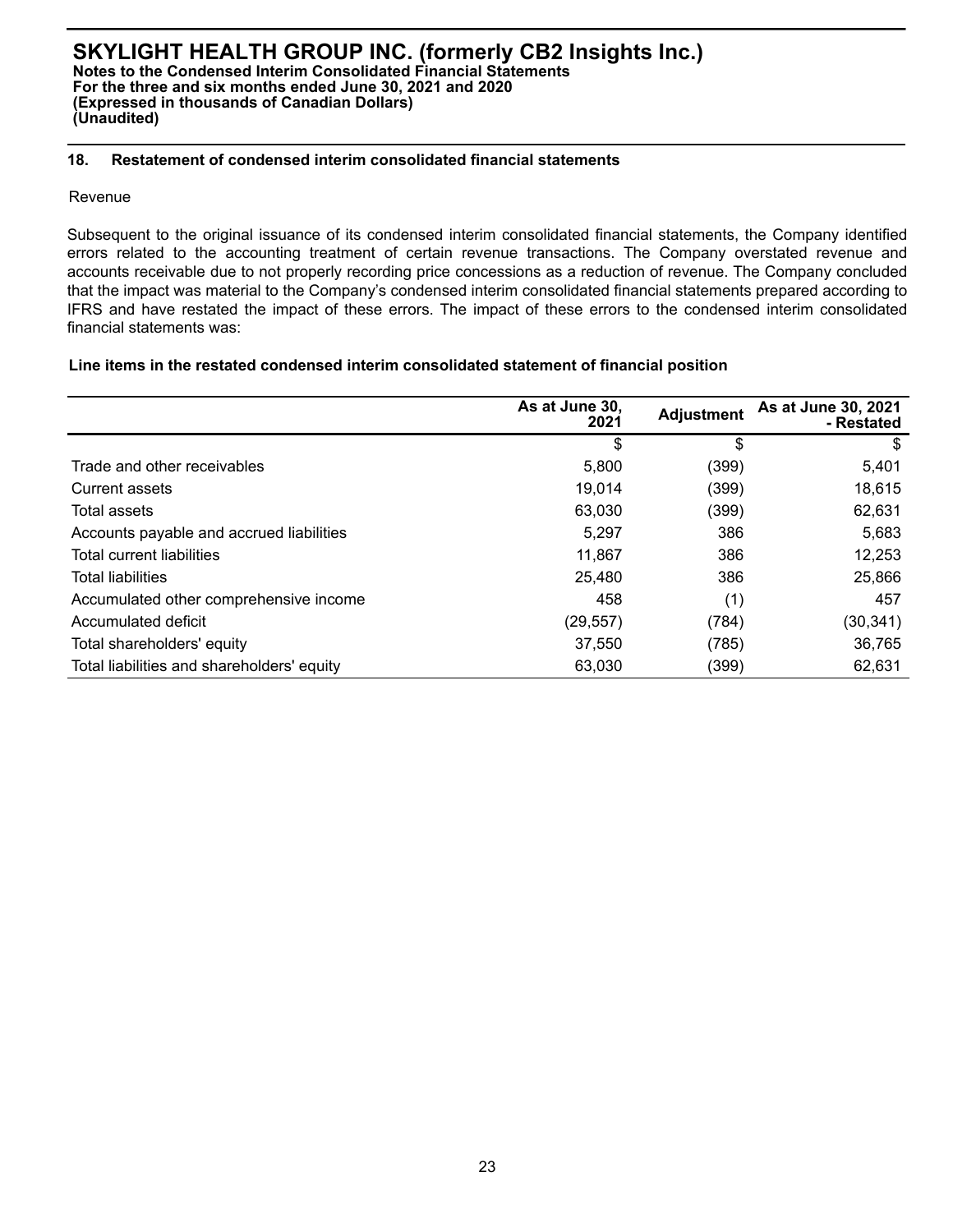## 18. Restatement of condensed interim consolidated financial statements

Revenue

Subsequent to the original issuance of its condensed interim consolidated financial statements, the Company identified errors related to the accounting treatment of certain revenue transactions. The Company overstated revenue and accounts receivable due to not properly recording price concessions as a reduction of revenue. The Company concluded that the impact was material to the Company's condensed interim consolidated financial statements prepared according to IFRS and have restated the impact of these errors. The impact of these errors to the condensed interim consolidated financial statements was:

**Line items in the restated condensed interim consolidated statement of financial position**

| | As at June 30, 2021 | Adjustment | As at June 30, 2021 - Restated |
|---|---|---|---|
| | $ | $ | $ |
| Trade and other receivables | 5,800 | (399) | 5,401 |
| Current assets | 19,014 | (399) | 18,615 |
| Total assets | 63,030 | (399) | 62,631 |
| Accounts payable and accrued liabilities | 5,297 | 386 | 5,683 |
| Total current liabilities | 11,867 | 386 | 12,253 |
| Total liabilities | 25,480 | 386 | 25,866 |
| Accumulated other comprehensive income | 458 | (1) | 457 |
| Accumulated deficit | (29,557) | (784) | (30,341) |
| Total shareholders' equity | 37,550 | (785) | 36,765 |
| Total liabilities and shareholders' equity | 63,030 | (399) | 62,631 |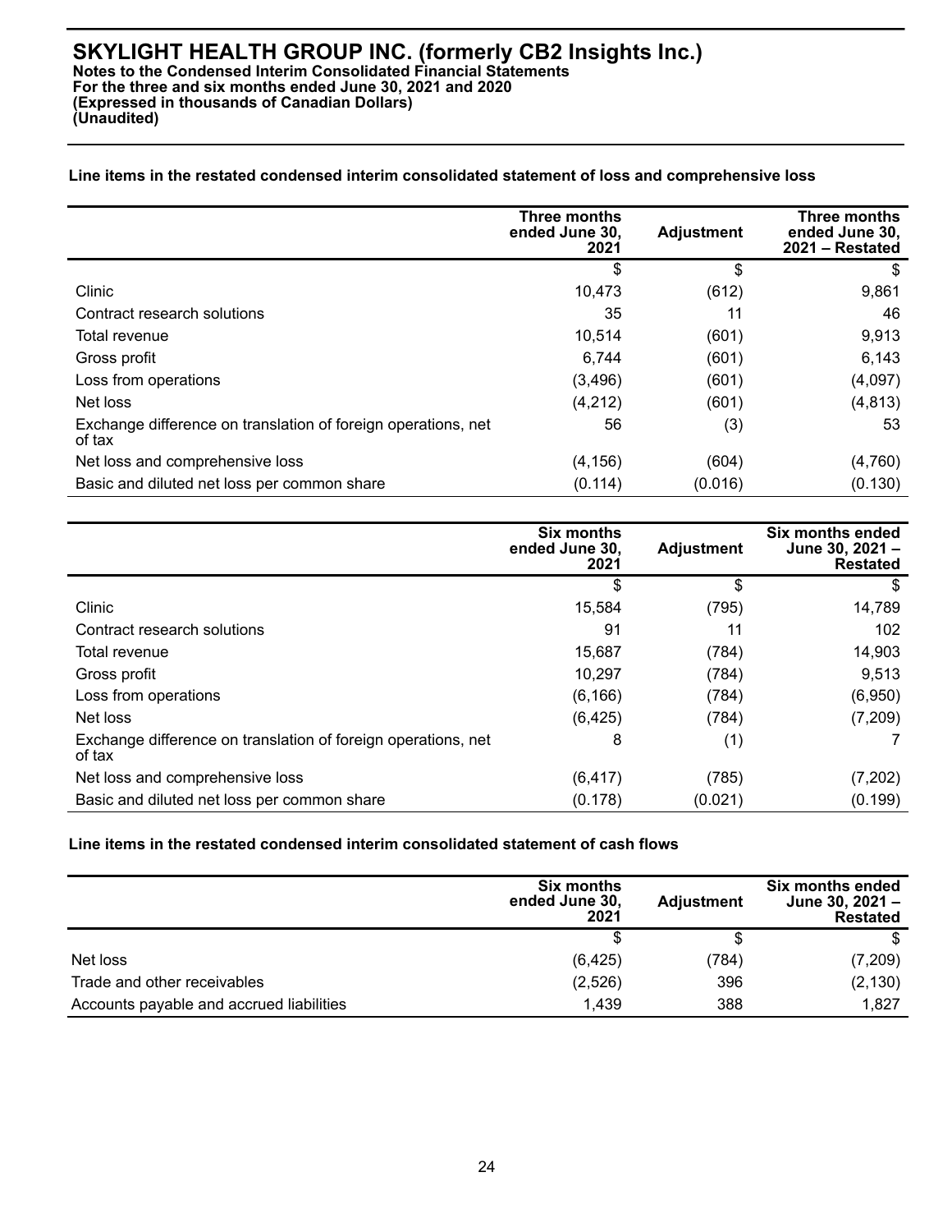**Line items in the restated condensed interim consolidated statement of loss and comprehensive loss**

| | Three months ended June 30, 2021 | Adjustment | Three months ended June 30, 2021 – Restated |
|---|---|---|---|
| | $ | $ | $ |
| Clinic | 10,473 | (612) | 9,861 |
| Contract research solutions | 35 | 11 | 46 |
| Total revenue | 10,514 | (601) | 9,913 |
| Gross profit | 6,744 | (601) | 6,143 |
| Loss from operations | (3,496) | (601) | (4,097) |
| Net loss | (4,212) | (601) | (4,813) |
| Exchange difference on translation of foreign operations, net of tax | 56 | (3) | 53 |
| Net loss and comprehensive loss | (4,156) | (604) | (4,760) |
| Basic and diluted net loss per common share | (0.114) | (0.016) | (0.130) |

| | Six months ended June 30, 2021 | Adjustment | Six months ended June 30, 2021 – Restated |
|---|---|---|---|
| | $ | $ | $ |
| Clinic | 15,584 | (795) | 14,789 |
| Contract research solutions | 91 | 11 | 102 |
| Total revenue | 15,687 | (784) | 14,903 |
| Gross profit | 10,297 | (784) | 9,513 |
| Loss from operations | (6,166) | (784) | (6,950) |
| Net loss | (6,425) | (784) | (7,209) |
| Exchange difference on translation of foreign operations, net of tax | 8 | (1) | 7 |
| Net loss and comprehensive loss | (6,417) | (785) | (7,202) |
| Basic and diluted net loss per common share | (0.178) | (0.021) | (0.199) |

**Line items in the restated condensed interim consolidated statement of cash flows**

| | Six months ended June 30, 2021 | Adjustment | Six months ended June 30, 2021 – Restated |
|---|---|---|---|
| | $ | $ | $ |
| Net loss | (6,425) | (784) | (7,209) |
| Trade and other receivables | (2,526) | 396 | (2,130) |
| Accounts payable and accrued liabilities | 1,439 | 388 | 1,827 |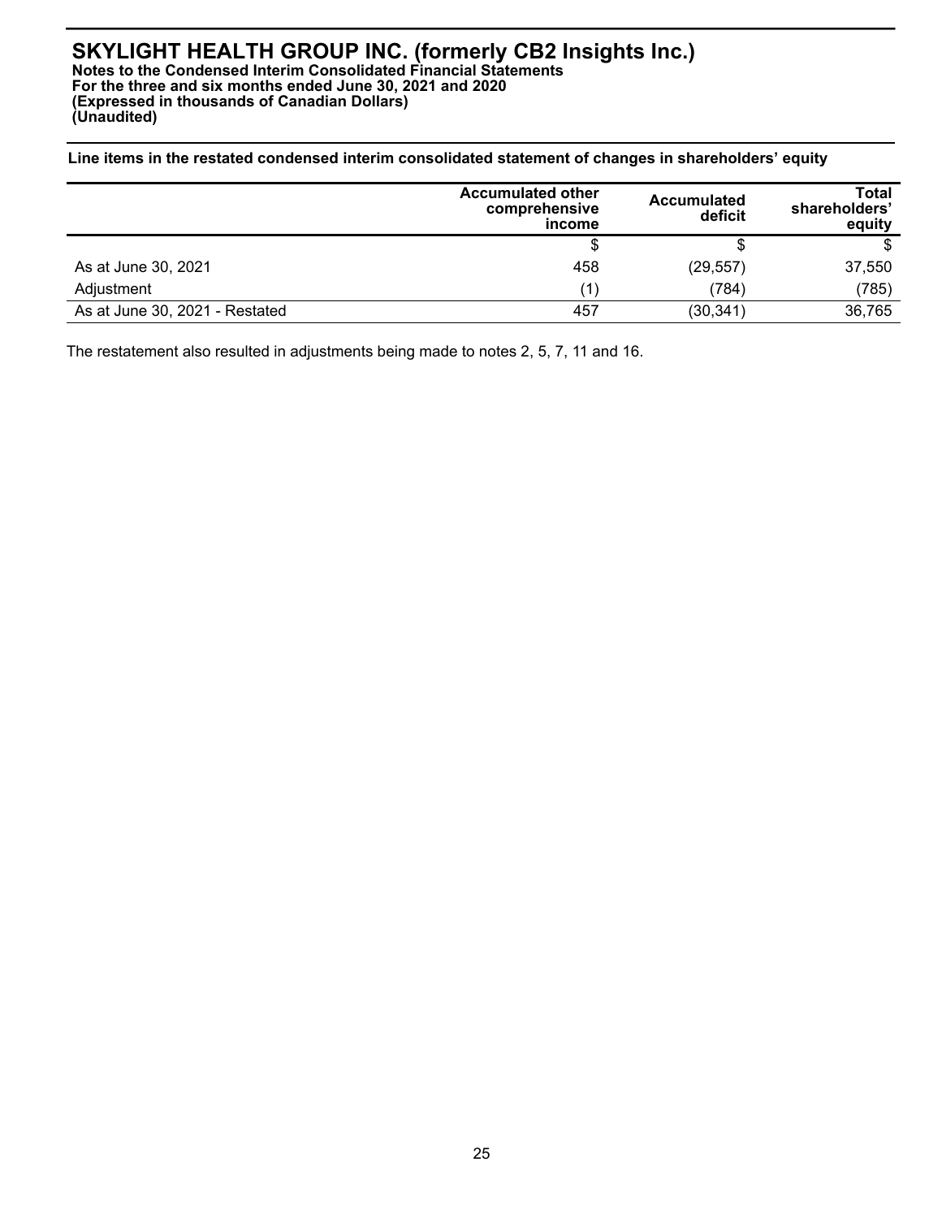**Line items in the restated condensed interim consolidated statement of changes in shareholders' equity**

| | Accumulated other comprehensive income | Accumulated deficit | Total shareholders' equity |
|---|---|---|---|
| | $ | $ | $ |
| As at June 30, 2021 | 458 | (29,557) | 37,550 |
| Adjustment | (1) | (784) | (785) |
| As at June 30, 2021 - Restated | 457 | (30,341) | 36,765 |

The restatement also resulted in adjustments being made to notes 2, 5, 7, 11 and 16.